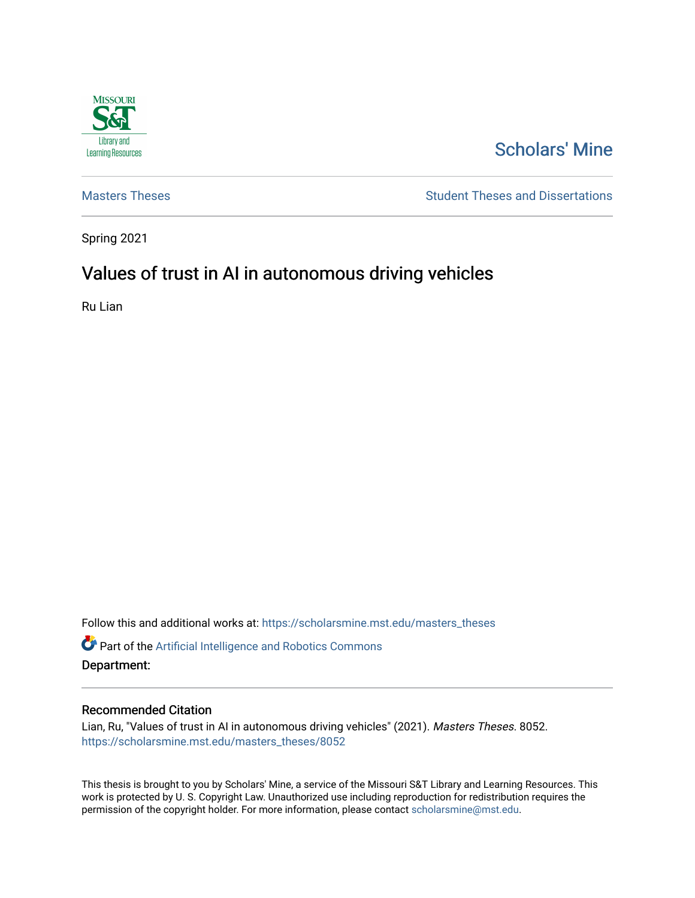Missouri S&T Library and Learning Resources

Scholars' Mine

Masters Theses

Student Theses and Dissertations

Spring 2021

# Values of trust in AI in autonomous driving vehicles

Ru Lian

Follow this and additional works at: https://scholarsmine.mst.edu/masters_theses

Part of the Artificial Intelligence and Robotics Commons

**Department:**

## Recommended Citation

Lian, Ru, "Values of trust in AI in autonomous driving vehicles" (2021). *Masters Theses*. 8052.
https://scholarsmine.mst.edu/masters_theses/8052

This thesis is brought to you by Scholars' Mine, a service of the Missouri S&T Library and Learning Resources. This work is protected by U. S. Copyright Law. Unauthorized use including reproduction for redistribution requires the permission of the copyright holder. For more information, please contact scholarsmine@mst.edu.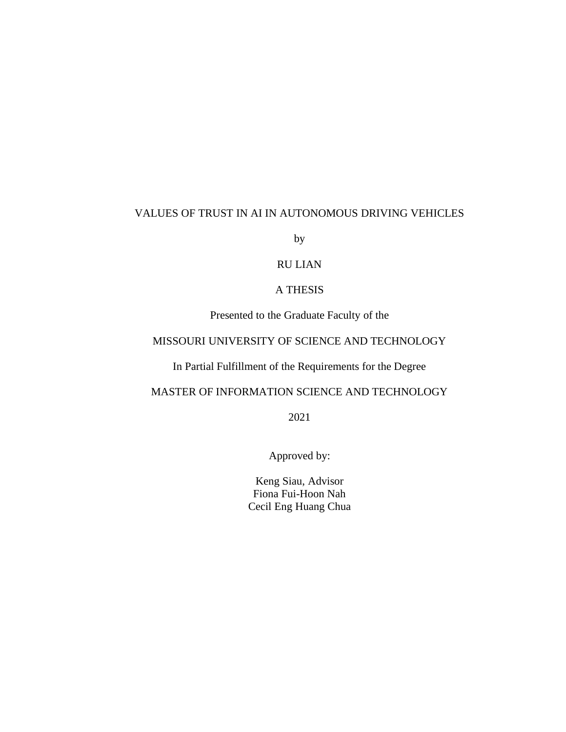VALUES OF TRUST IN AI IN AUTONOMOUS DRIVING VEHICLES

by

RU LIAN

A THESIS

Presented to the Graduate Faculty of the

MISSOURI UNIVERSITY OF SCIENCE AND TECHNOLOGY

In Partial Fulfillment of the Requirements for the Degree

MASTER OF INFORMATION SCIENCE AND TECHNOLOGY

2021

Approved by:

Keng Siau, Advisor
Fiona Fui-Hoon Nah
Cecil Eng Huang Chua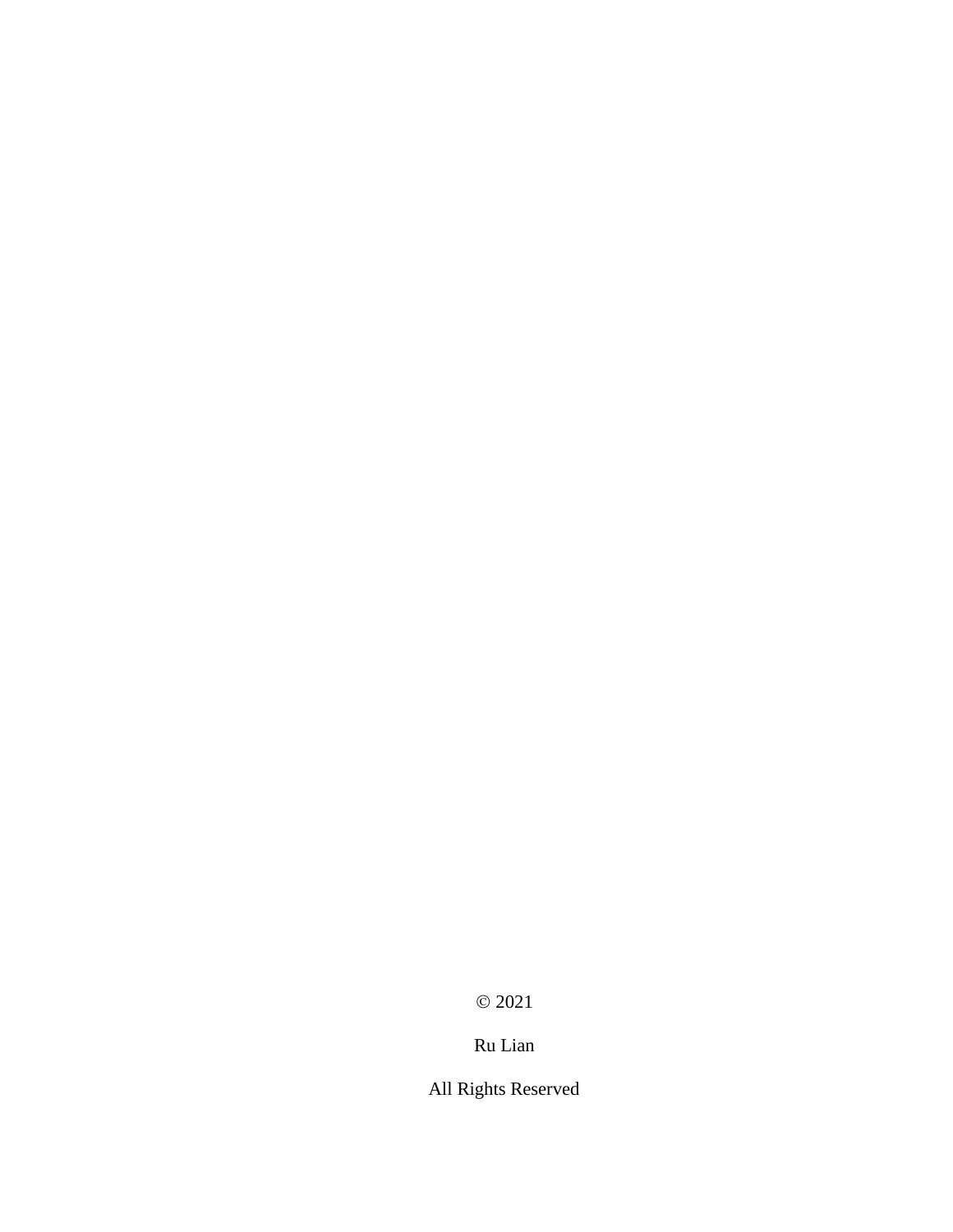© 2021

Ru Lian

All Rights Reserved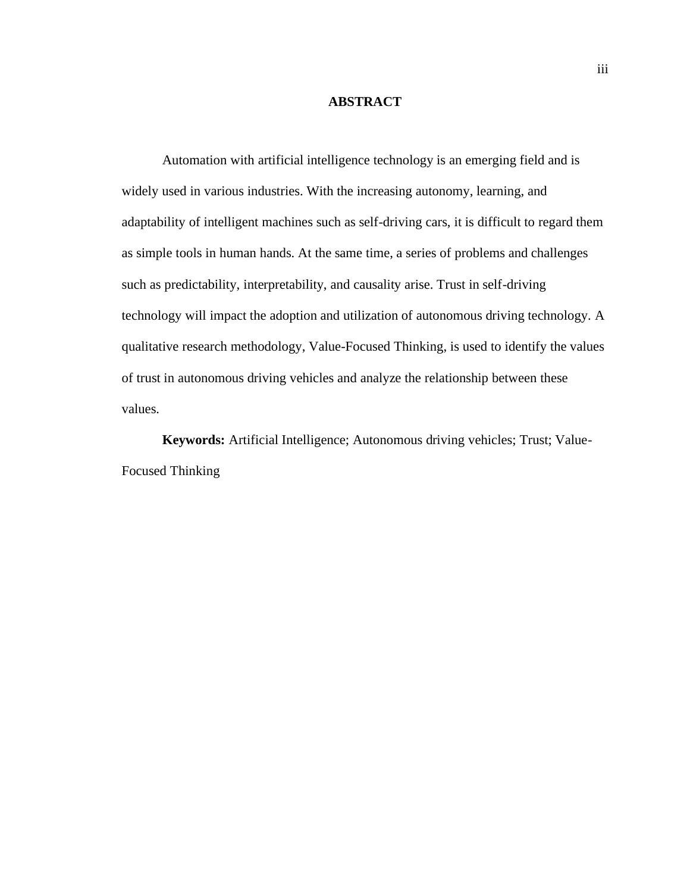# ABSTRACT

Automation with artificial intelligence technology is an emerging field and is widely used in various industries. With the increasing autonomy, learning, and adaptability of intelligent machines such as self-driving cars, it is difficult to regard them as simple tools in human hands. At the same time, a series of problems and challenges such as predictability, interpretability, and causality arise. Trust in self-driving technology will impact the adoption and utilization of autonomous driving technology. A qualitative research methodology, Value-Focused Thinking, is used to identify the values of trust in autonomous driving vehicles and analyze the relationship between these values.

**Keywords:** Artificial Intelligence; Autonomous driving vehicles; Trust; Value-Focused Thinking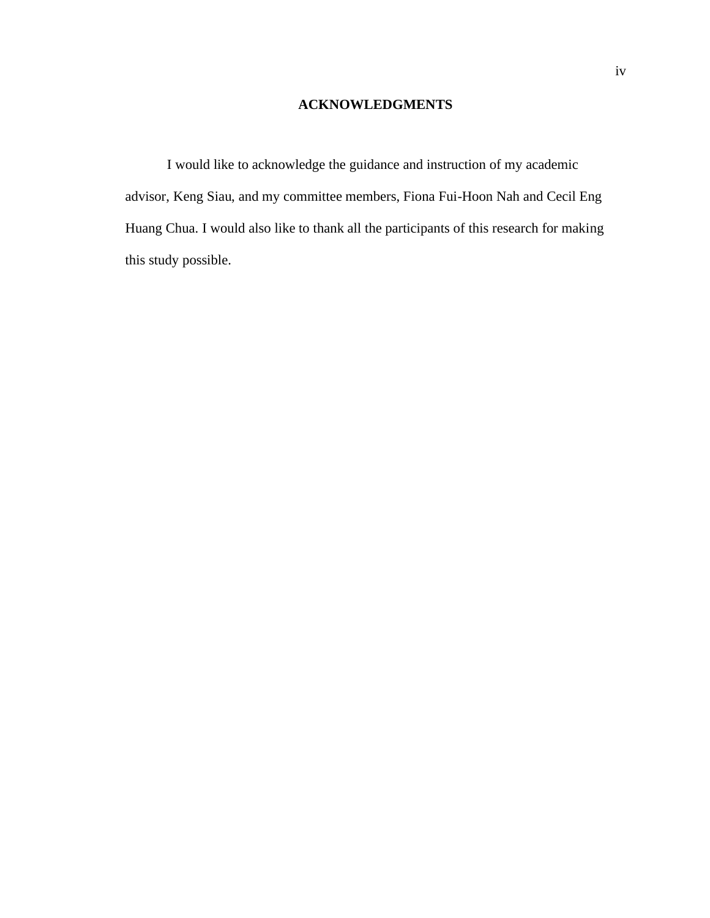# ACKNOWLEDGMENTS

I would like to acknowledge the guidance and instruction of my academic advisor, Keng Siau, and my committee members, Fiona Fui-Hoon Nah and Cecil Eng Huang Chua. I would also like to thank all the participants of this research for making this study possible.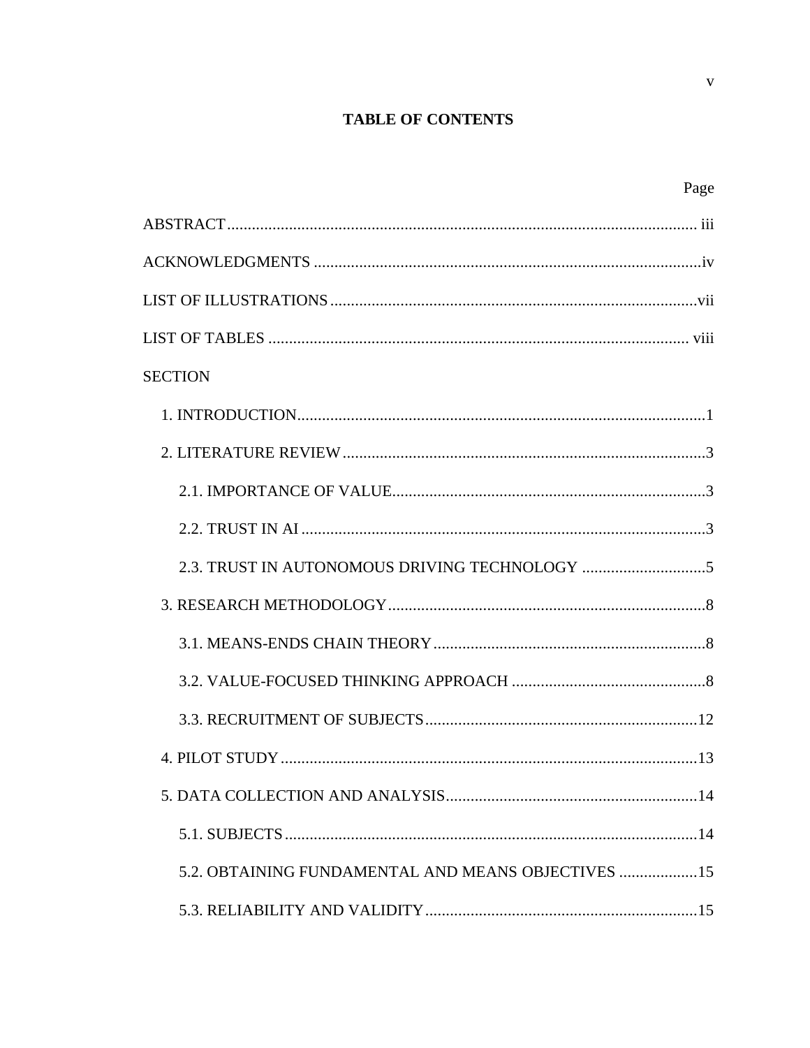## TABLE OF CONTENTS

| | Page |
|---|---|
| ABSTRACT | iii |
| ACKNOWLEDGMENTS | iv |
| LIST OF ILLUSTRATIONS | vii |
| LIST OF TABLES | viii |
| SECTION | |
| 1. INTRODUCTION | 1 |
| 2. LITERATURE REVIEW | 3 |
| 2.1. IMPORTANCE OF VALUE | 3 |
| 2.2. TRUST IN AI | 3 |
| 2.3. TRUST IN AUTONOMOUS DRIVING TECHNOLOGY | 5 |
| 3. RESEARCH METHODOLOGY | 8 |
| 3.1. MEANS-ENDS CHAIN THEORY | 8 |
| 3.2. VALUE-FOCUSED THINKING APPROACH | 8 |
| 3.3. RECRUITMENT OF SUBJECTS | 12 |
| 4. PILOT STUDY | 13 |
| 5. DATA COLLECTION AND ANALYSIS | 14 |
| 5.1. SUBJECTS | 14 |
| 5.2. OBTAINING FUNDAMENTAL AND MEANS OBJECTIVES | 15 |
| 5.3. RELIABILITY AND VALIDITY | 15 |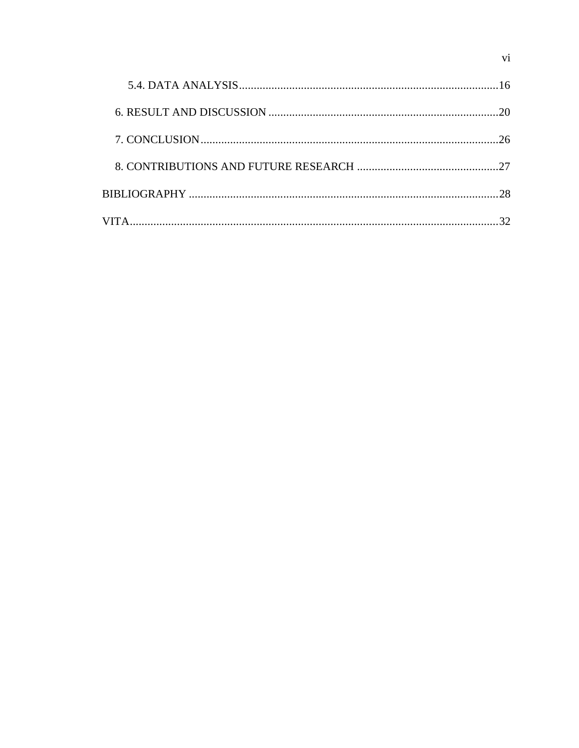5.4. DATA ANALYSIS ........................................................................................ 16

6. RESULT AND DISCUSSION .............................................................................. 20

7. CONCLUSION ..................................................................................................... 26

8. CONTRIBUTIONS AND FUTURE RESEARCH ................................................ 27

BIBLIOGRAPHY ......................................................................................................... 28

VITA .............................................................................................................................. 32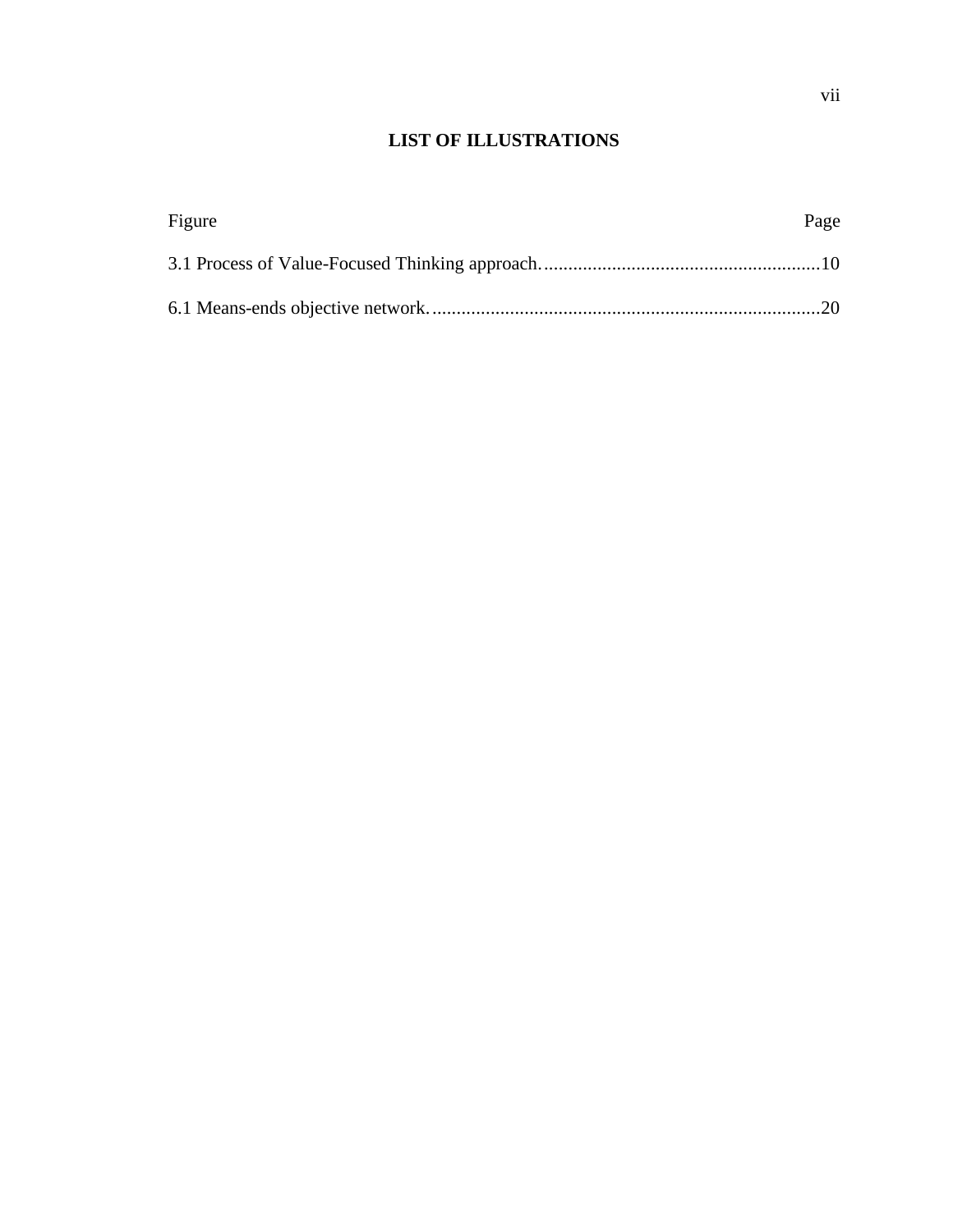# LIST OF ILLUSTRATIONS

| Figure | Page |
| --- | --- |
| 3.1 Process of Value-Focused Thinking approach. | 10 |
| 6.1 Means-ends objective network. | 20 |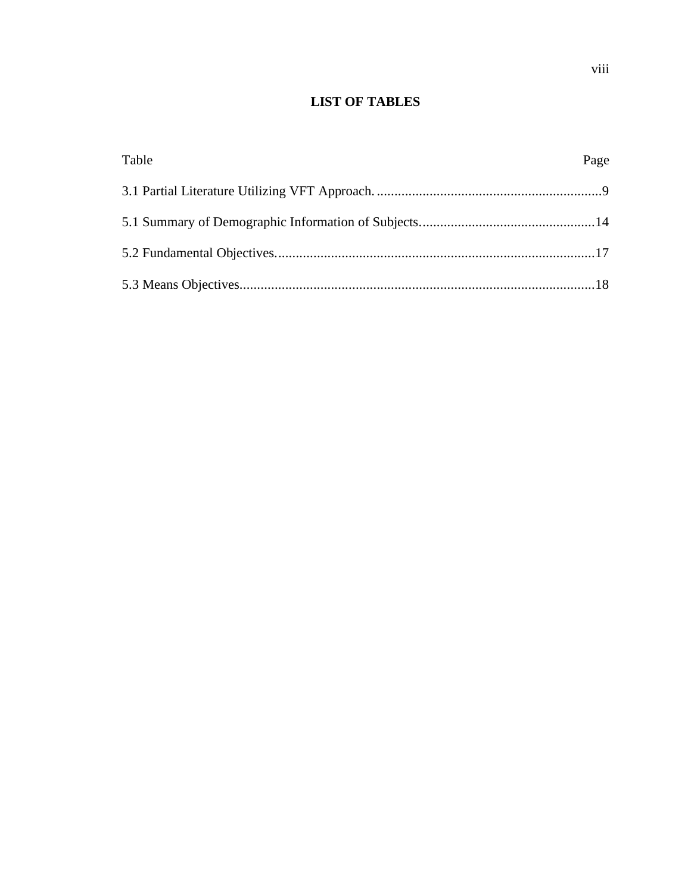# LIST OF TABLES

| Table | Page |
| --- | --- |
| 3.1 Partial Literature Utilizing VFT Approach. | 9 |
| 5.1 Summary of Demographic Information of Subjects. | 14 |
| 5.2 Fundamental Objectives. | 17 |
| 5.3 Means Objectives. | 18 |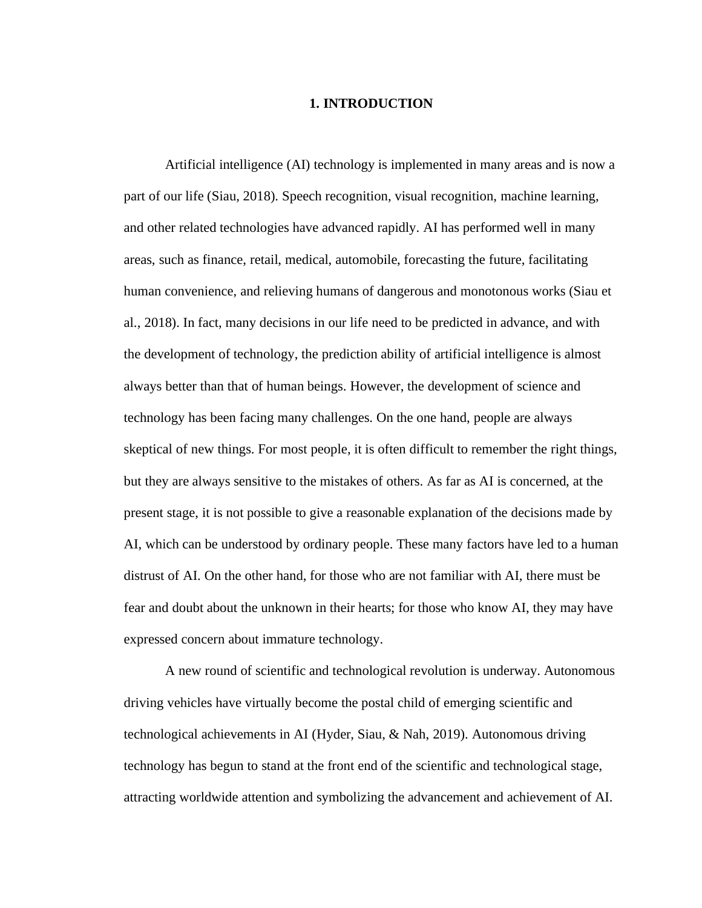# 1. INTRODUCTION

Artificial intelligence (AI) technology is implemented in many areas and is now a part of our life (Siau, 2018). Speech recognition, visual recognition, machine learning, and other related technologies have advanced rapidly. AI has performed well in many areas, such as finance, retail, medical, automobile, forecasting the future, facilitating human convenience, and relieving humans of dangerous and monotonous works (Siau et al., 2018). In fact, many decisions in our life need to be predicted in advance, and with the development of technology, the prediction ability of artificial intelligence is almost always better than that of human beings. However, the development of science and technology has been facing many challenges. On the one hand, people are always skeptical of new things. For most people, it is often difficult to remember the right things, but they are always sensitive to the mistakes of others. As far as AI is concerned, at the present stage, it is not possible to give a reasonable explanation of the decisions made by AI, which can be understood by ordinary people. These many factors have led to a human distrust of AI. On the other hand, for those who are not familiar with AI, there must be fear and doubt about the unknown in their hearts; for those who know AI, they may have expressed concern about immature technology.

A new round of scientific and technological revolution is underway. Autonomous driving vehicles have virtually become the postal child of emerging scientific and technological achievements in AI (Hyder, Siau, & Nah, 2019). Autonomous driving technology has begun to stand at the front end of the scientific and technological stage, attracting worldwide attention and symbolizing the advancement and achievement of AI.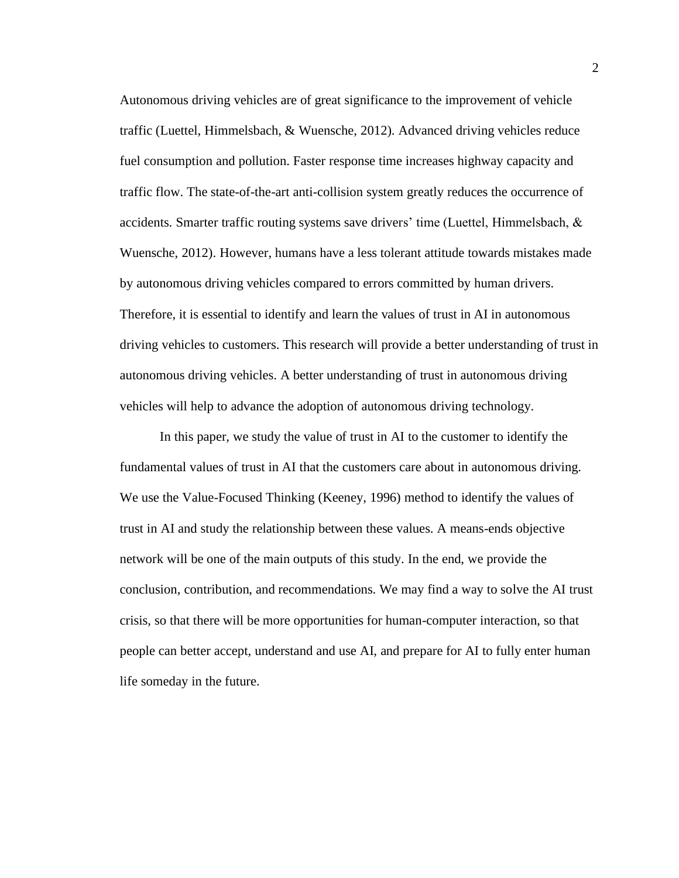Autonomous driving vehicles are of great significance to the improvement of vehicle traffic (Luettel, Himmelsbach, & Wuensche, 2012). Advanced driving vehicles reduce fuel consumption and pollution. Faster response time increases highway capacity and traffic flow. The state-of-the-art anti-collision system greatly reduces the occurrence of accidents. Smarter traffic routing systems save drivers' time (Luettel, Himmelsbach, & Wuensche, 2012). However, humans have a less tolerant attitude towards mistakes made by autonomous driving vehicles compared to errors committed by human drivers. Therefore, it is essential to identify and learn the values of trust in AI in autonomous driving vehicles to customers. This research will provide a better understanding of trust in autonomous driving vehicles. A better understanding of trust in autonomous driving vehicles will help to advance the adoption of autonomous driving technology.

In this paper, we study the value of trust in AI to the customer to identify the fundamental values of trust in AI that the customers care about in autonomous driving. We use the Value-Focused Thinking (Keeney, 1996) method to identify the values of trust in AI and study the relationship between these values. A means-ends objective network will be one of the main outputs of this study. In the end, we provide the conclusion, contribution, and recommendations. We may find a way to solve the AI trust crisis, so that there will be more opportunities for human-computer interaction, so that people can better accept, understand and use AI, and prepare for AI to fully enter human life someday in the future.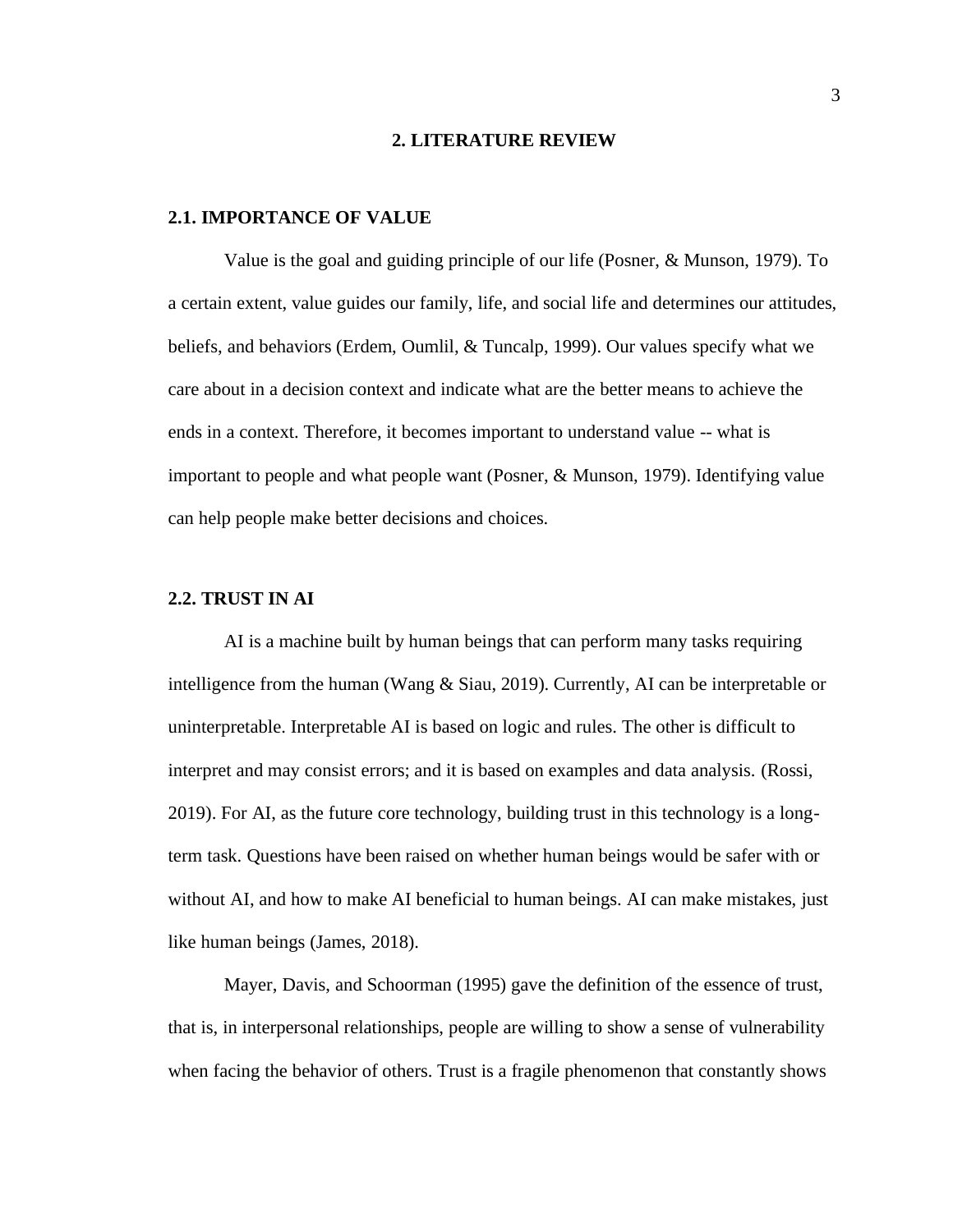# 2. LITERATURE REVIEW

## 2.1. IMPORTANCE OF VALUE

Value is the goal and guiding principle of our life (Posner, & Munson, 1979). To a certain extent, value guides our family, life, and social life and determines our attitudes, beliefs, and behaviors (Erdem, Oumlil, & Tuncalp, 1999). Our values specify what we care about in a decision context and indicate what are the better means to achieve the ends in a context. Therefore, it becomes important to understand value -- what is important to people and what people want (Posner, & Munson, 1979). Identifying value can help people make better decisions and choices.

## 2.2. TRUST IN AI

AI is a machine built by human beings that can perform many tasks requiring intelligence from the human (Wang & Siau, 2019). Currently, AI can be interpretable or uninterpretable. Interpretable AI is based on logic and rules. The other is difficult to interpret and may consist errors; and it is based on examples and data analysis. (Rossi, 2019). For AI, as the future core technology, building trust in this technology is a long-term task. Questions have been raised on whether human beings would be safer with or without AI, and how to make AI beneficial to human beings. AI can make mistakes, just like human beings (James, 2018).

Mayer, Davis, and Schoorman (1995) gave the definition of the essence of trust, that is, in interpersonal relationships, people are willing to show a sense of vulnerability when facing the behavior of others. Trust is a fragile phenomenon that constantly shows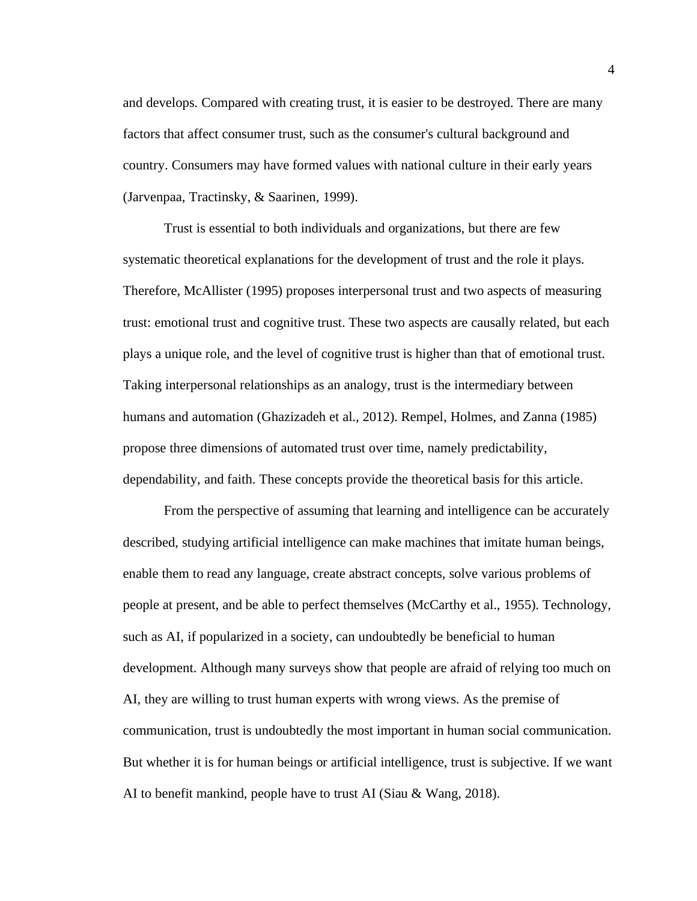and develops. Compared with creating trust, it is easier to be destroyed. There are many factors that affect consumer trust, such as the consumer's cultural background and country. Consumers may have formed values with national culture in their early years (Jarvenpaa, Tractinsky, & Saarinen, 1999).

Trust is essential to both individuals and organizations, but there are few systematic theoretical explanations for the development of trust and the role it plays. Therefore, McAllister (1995) proposes interpersonal trust and two aspects of measuring trust: emotional trust and cognitive trust. These two aspects are causally related, but each plays a unique role, and the level of cognitive trust is higher than that of emotional trust. Taking interpersonal relationships as an analogy, trust is the intermediary between humans and automation (Ghazizadeh et al., 2012). Rempel, Holmes, and Zanna (1985) propose three dimensions of automated trust over time, namely predictability, dependability, and faith. These concepts provide the theoretical basis for this article.

From the perspective of assuming that learning and intelligence can be accurately described, studying artificial intelligence can make machines that imitate human beings, enable them to read any language, create abstract concepts, solve various problems of people at present, and be able to perfect themselves (McCarthy et al., 1955). Technology, such as AI, if popularized in a society, can undoubtedly be beneficial to human development. Although many surveys show that people are afraid of relying too much on AI, they are willing to trust human experts with wrong views. As the premise of communication, trust is undoubtedly the most important in human social communication. But whether it is for human beings or artificial intelligence, trust is subjective. If we want AI to benefit mankind, people have to trust AI (Siau & Wang, 2018).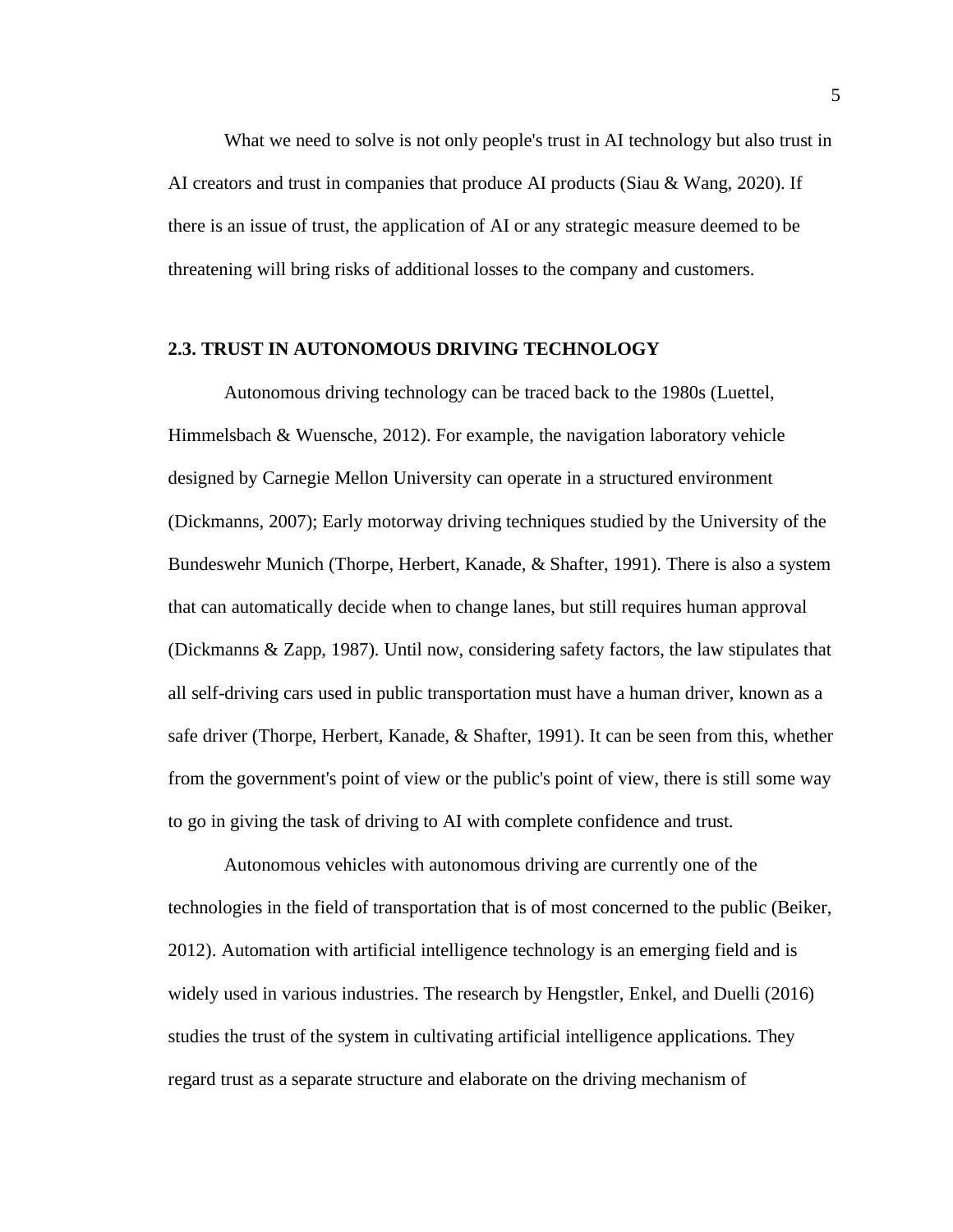What we need to solve is not only people's trust in AI technology but also trust in AI creators and trust in companies that produce AI products (Siau & Wang, 2020). If there is an issue of trust, the application of AI or any strategic measure deemed to be threatening will bring risks of additional losses to the company and customers.

### 2.3. TRUST IN AUTONOMOUS DRIVING TECHNOLOGY

Autonomous driving technology can be traced back to the 1980s (Luettel, Himmelsbach & Wuensche, 2012). For example, the navigation laboratory vehicle designed by Carnegie Mellon University can operate in a structured environment (Dickmanns, 2007); Early motorway driving techniques studied by the University of the Bundeswehr Munich (Thorpe, Herbert, Kanade, & Shafter, 1991). There is also a system that can automatically decide when to change lanes, but still requires human approval (Dickmanns & Zapp, 1987). Until now, considering safety factors, the law stipulates that all self-driving cars used in public transportation must have a human driver, known as a safe driver (Thorpe, Herbert, Kanade, & Shafter, 1991). It can be seen from this, whether from the government's point of view or the public's point of view, there is still some way to go in giving the task of driving to AI with complete confidence and trust.

Autonomous vehicles with autonomous driving are currently one of the technologies in the field of transportation that is of most concerned to the public (Beiker, 2012). Automation with artificial intelligence technology is an emerging field and is widely used in various industries. The research by Hengstler, Enkel, and Duelli (2016) studies the trust of the system in cultivating artificial intelligence applications. They regard trust as a separate structure and elaborate on the driving mechanism of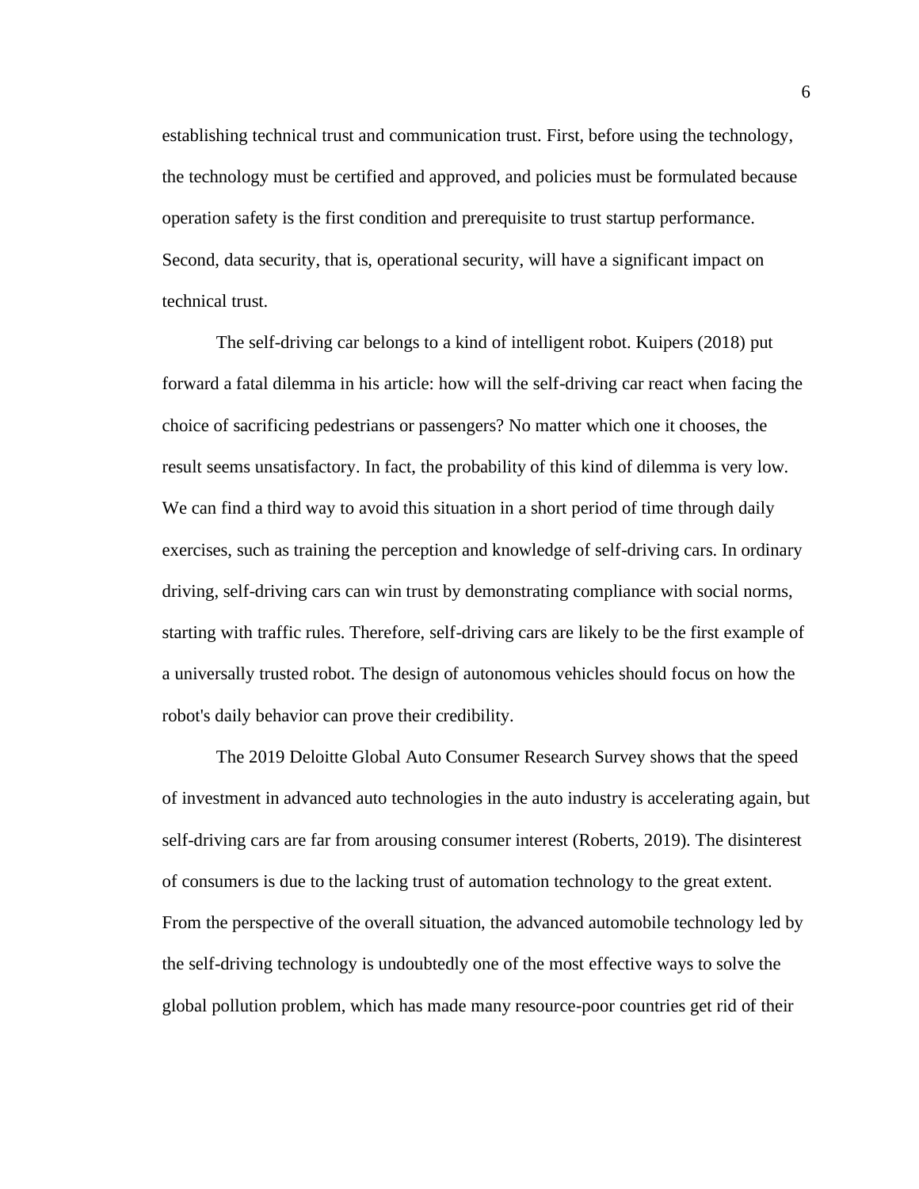establishing technical trust and communication trust. First, before using the technology, the technology must be certified and approved, and policies must be formulated because operation safety is the first condition and prerequisite to trust startup performance. Second, data security, that is, operational security, will have a significant impact on technical trust.

The self-driving car belongs to a kind of intelligent robot. Kuipers (2018) put forward a fatal dilemma in his article: how will the self-driving car react when facing the choice of sacrificing pedestrians or passengers? No matter which one it chooses, the result seems unsatisfactory. In fact, the probability of this kind of dilemma is very low. We can find a third way to avoid this situation in a short period of time through daily exercises, such as training the perception and knowledge of self-driving cars. In ordinary driving, self-driving cars can win trust by demonstrating compliance with social norms, starting with traffic rules. Therefore, self-driving cars are likely to be the first example of a universally trusted robot. The design of autonomous vehicles should focus on how the robot's daily behavior can prove their credibility.

The 2019 Deloitte Global Auto Consumer Research Survey shows that the speed of investment in advanced auto technologies in the auto industry is accelerating again, but self-driving cars are far from arousing consumer interest (Roberts, 2019). The disinterest of consumers is due to the lacking trust of automation technology to the great extent. From the perspective of the overall situation, the advanced automobile technology led by the self-driving technology is undoubtedly one of the most effective ways to solve the global pollution problem, which has made many resource-poor countries get rid of their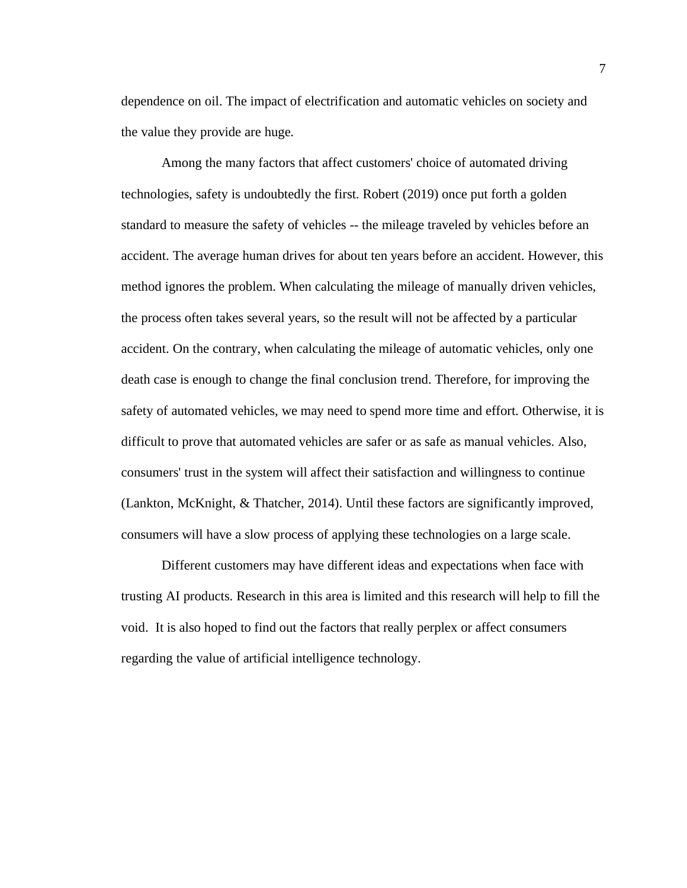dependence on oil. The impact of electrification and automatic vehicles on society and the value they provide are huge.

Among the many factors that affect customers' choice of automated driving technologies, safety is undoubtedly the first. Robert (2019) once put forth a golden standard to measure the safety of vehicles -- the mileage traveled by vehicles before an accident. The average human drives for about ten years before an accident. However, this method ignores the problem. When calculating the mileage of manually driven vehicles, the process often takes several years, so the result will not be affected by a particular accident. On the contrary, when calculating the mileage of automatic vehicles, only one death case is enough to change the final conclusion trend. Therefore, for improving the safety of automated vehicles, we may need to spend more time and effort. Otherwise, it is difficult to prove that automated vehicles are safer or as safe as manual vehicles. Also, consumers' trust in the system will affect their satisfaction and willingness to continue (Lankton, McKnight, & Thatcher, 2014). Until these factors are significantly improved, consumers will have a slow process of applying these technologies on a large scale.

Different customers may have different ideas and expectations when face with trusting AI products. Research in this area is limited and this research will help to fill the void. It is also hoped to find out the factors that really perplex or affect consumers regarding the value of artificial intelligence technology.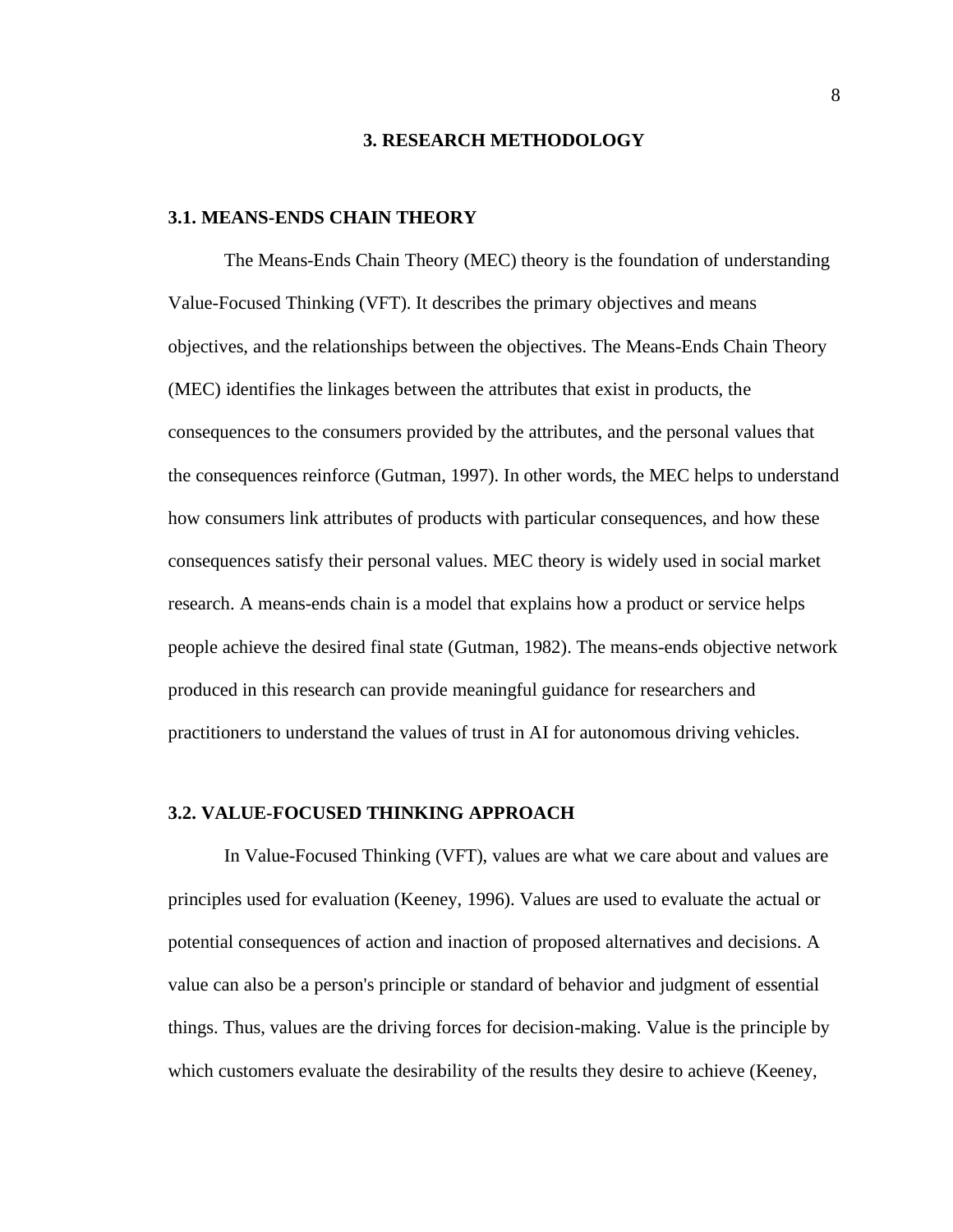# 3. RESEARCH METHODOLOGY

## 3.1. MEANS-ENDS CHAIN THEORY

The Means-Ends Chain Theory (MEC) theory is the foundation of understanding Value-Focused Thinking (VFT). It describes the primary objectives and means objectives, and the relationships between the objectives. The Means-Ends Chain Theory (MEC) identifies the linkages between the attributes that exist in products, the consequences to the consumers provided by the attributes, and the personal values that the consequences reinforce (Gutman, 1997). In other words, the MEC helps to understand how consumers link attributes of products with particular consequences, and how these consequences satisfy their personal values. MEC theory is widely used in social market research. A means-ends chain is a model that explains how a product or service helps people achieve the desired final state (Gutman, 1982). The means-ends objective network produced in this research can provide meaningful guidance for researchers and practitioners to understand the values of trust in AI for autonomous driving vehicles.

## 3.2. VALUE-FOCUSED THINKING APPROACH

In Value-Focused Thinking (VFT), values are what we care about and values are principles used for evaluation (Keeney, 1996). Values are used to evaluate the actual or potential consequences of action and inaction of proposed alternatives and decisions. A value can also be a person's principle or standard of behavior and judgment of essential things. Thus, values are the driving forces for decision-making. Value is the principle by which customers evaluate the desirability of the results they desire to achieve (Keeney,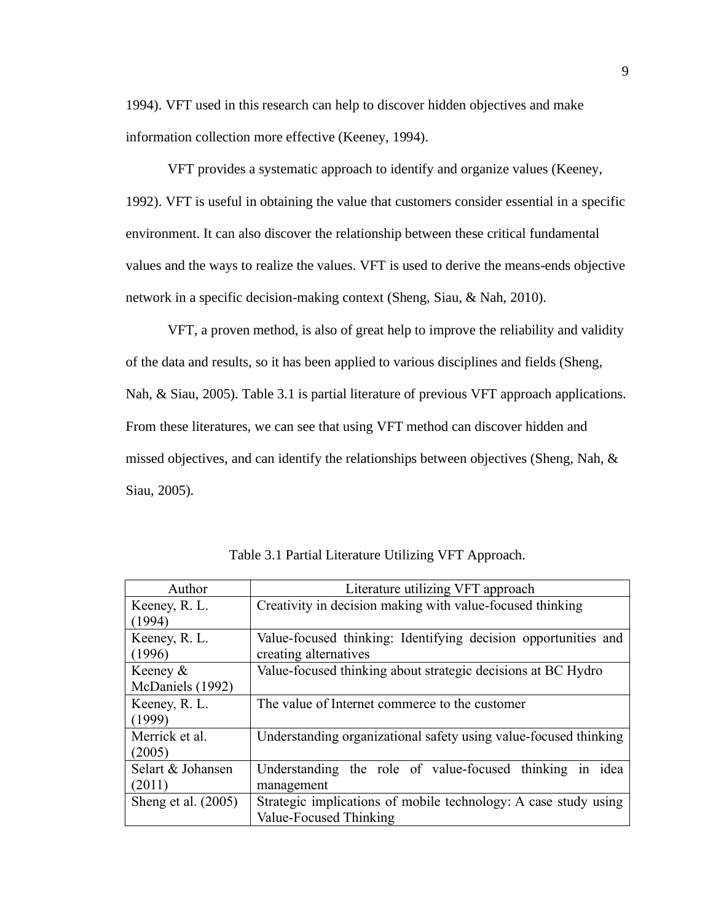1994). VFT used in this research can help to discover hidden objectives and make information collection more effective (Keeney, 1994).

VFT provides a systematic approach to identify and organize values (Keeney, 1992). VFT is useful in obtaining the value that customers consider essential in a specific environment. It can also discover the relationship between these critical fundamental values and the ways to realize the values. VFT is used to derive the means-ends objective network in a specific decision-making context (Sheng, Siau, & Nah, 2010).

VFT, a proven method, is also of great help to improve the reliability and validity of the data and results, so it has been applied to various disciplines and fields (Sheng, Nah, & Siau, 2005). Table 3.1 is partial literature of previous VFT approach applications. From these literatures, we can see that using VFT method can discover hidden and missed objectives, and can identify the relationships between objectives (Sheng, Nah, & Siau, 2005).

Table 3.1 Partial Literature Utilizing VFT Approach.

| Author | Literature utilizing VFT approach |
|---|---|
| Keeney, R. L. (1994) | Creativity in decision making with value-focused thinking |
| Keeney, R. L. (1996) | Value-focused thinking: Identifying decision opportunities and creating alternatives |
| Keeney & McDaniels (1992) | Value-focused thinking about strategic decisions at BC Hydro |
| Keeney, R. L. (1999) | The value of Internet commerce to the customer |
| Merrick et al. (2005) | Understanding organizational safety using value-focused thinking |
| Selart & Johansen (2011) | Understanding the role of value-focused thinking in idea management |
| Sheng et al. (2005) | Strategic implications of mobile technology: A case study using Value-Focused Thinking |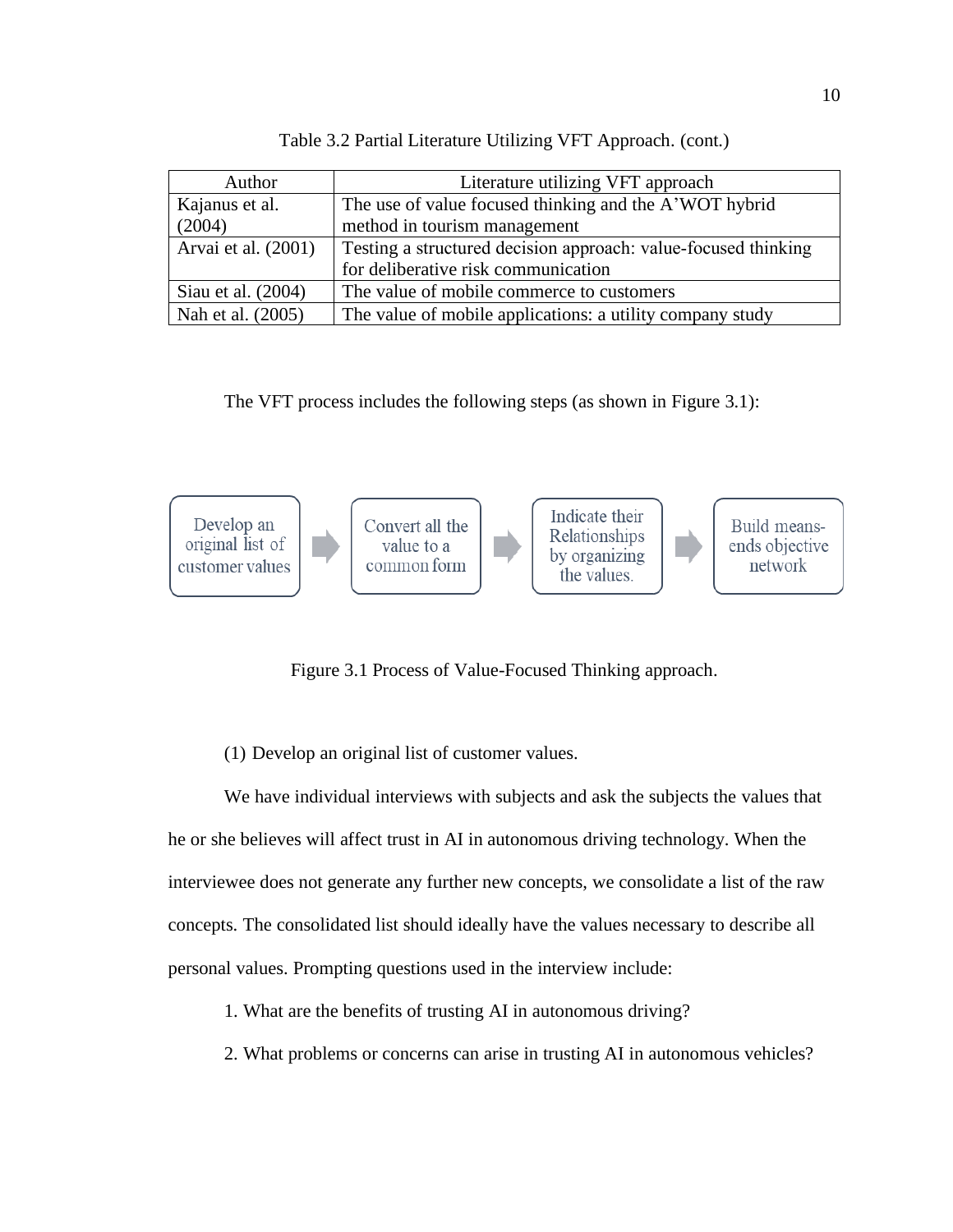Table 3.2 Partial Literature Utilizing VFT Approach. (cont.)

| Author | Literature utilizing VFT approach |
|---|---|
| Kajanus et al. (2004) | The use of value focused thinking and the A'WOT hybrid method in tourism management |
| Arvai et al. (2001) | Testing a structured decision approach: value-focused thinking for deliberative risk communication |
| Siau et al. (2004) | The value of mobile commerce to customers |
| Nah et al. (2005) | The value of mobile applications: a utility company study |

The VFT process includes the following steps (as shown in Figure 3.1):

Develop an original list of customer values → Convert all the value to a common form → Indicate their Relationships by organizing the values. → Build means-ends objective network

Figure 3.1 Process of Value-Focused Thinking approach.

(1) Develop an original list of customer values.

We have individual interviews with subjects and ask the subjects the values that he or she believes will affect trust in AI in autonomous driving technology. When the interviewee does not generate any further new concepts, we consolidate a list of the raw concepts. The consolidated list should ideally have the values necessary to describe all personal values. Prompting questions used in the interview include:

1. What are the benefits of trusting AI in autonomous driving?

2. What problems or concerns can arise in trusting AI in autonomous vehicles?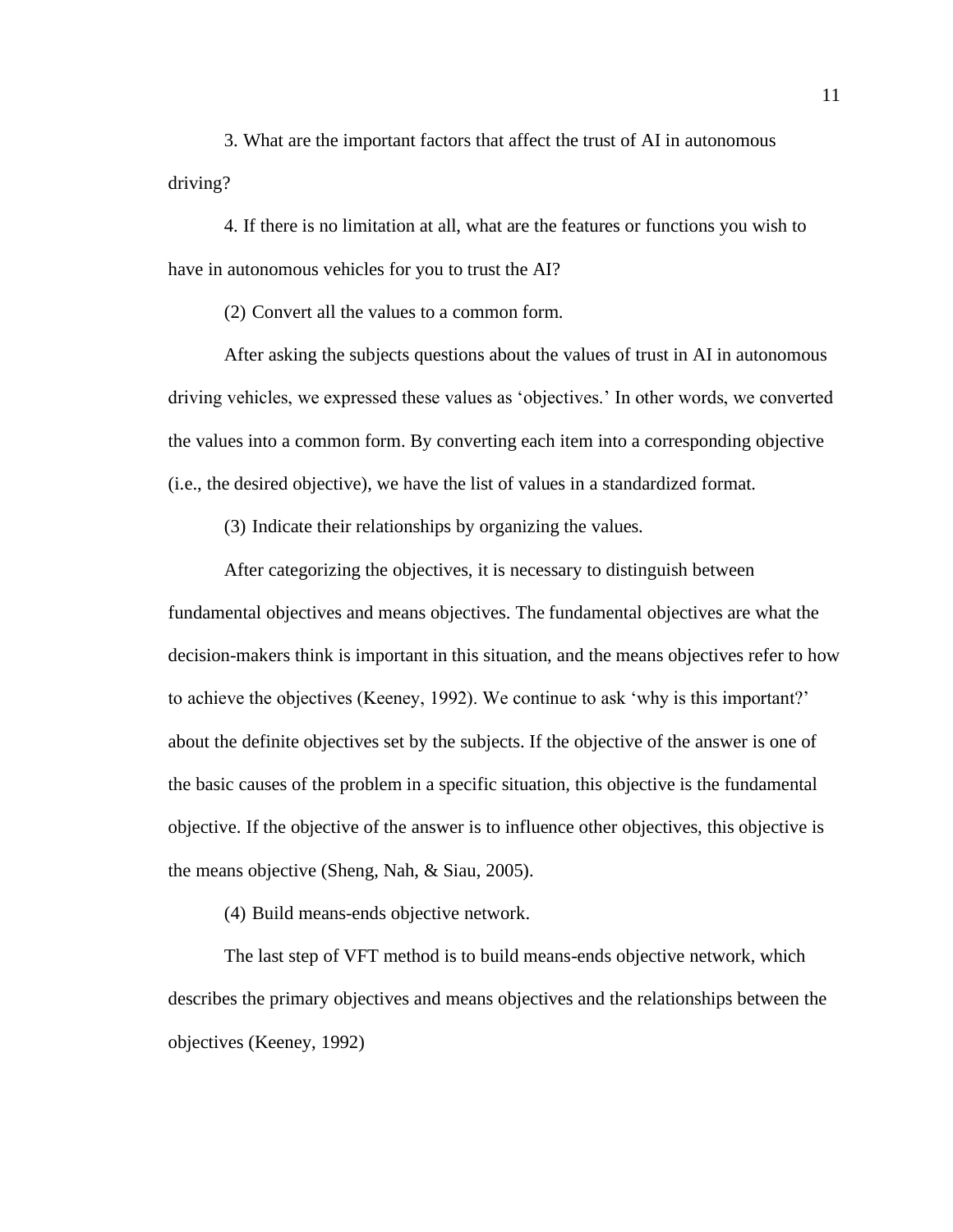3. What are the important factors that affect the trust of AI in autonomous driving?

4. If there is no limitation at all, what are the features or functions you wish to have in autonomous vehicles for you to trust the AI?

(2) Convert all the values to a common form.

After asking the subjects questions about the values of trust in AI in autonomous driving vehicles, we expressed these values as 'objectives.' In other words, we converted the values into a common form. By converting each item into a corresponding objective (i.e., the desired objective), we have the list of values in a standardized format.

(3) Indicate their relationships by organizing the values.

After categorizing the objectives, it is necessary to distinguish between fundamental objectives and means objectives. The fundamental objectives are what the decision-makers think is important in this situation, and the means objectives refer to how to achieve the objectives (Keeney, 1992). We continue to ask 'why is this important?' about the definite objectives set by the subjects. If the objective of the answer is one of the basic causes of the problem in a specific situation, this objective is the fundamental objective. If the objective of the answer is to influence other objectives, this objective is the means objective (Sheng, Nah, & Siau, 2005).

(4) Build means-ends objective network.

The last step of VFT method is to build means-ends objective network, which describes the primary objectives and means objectives and the relationships between the objectives (Keeney, 1992)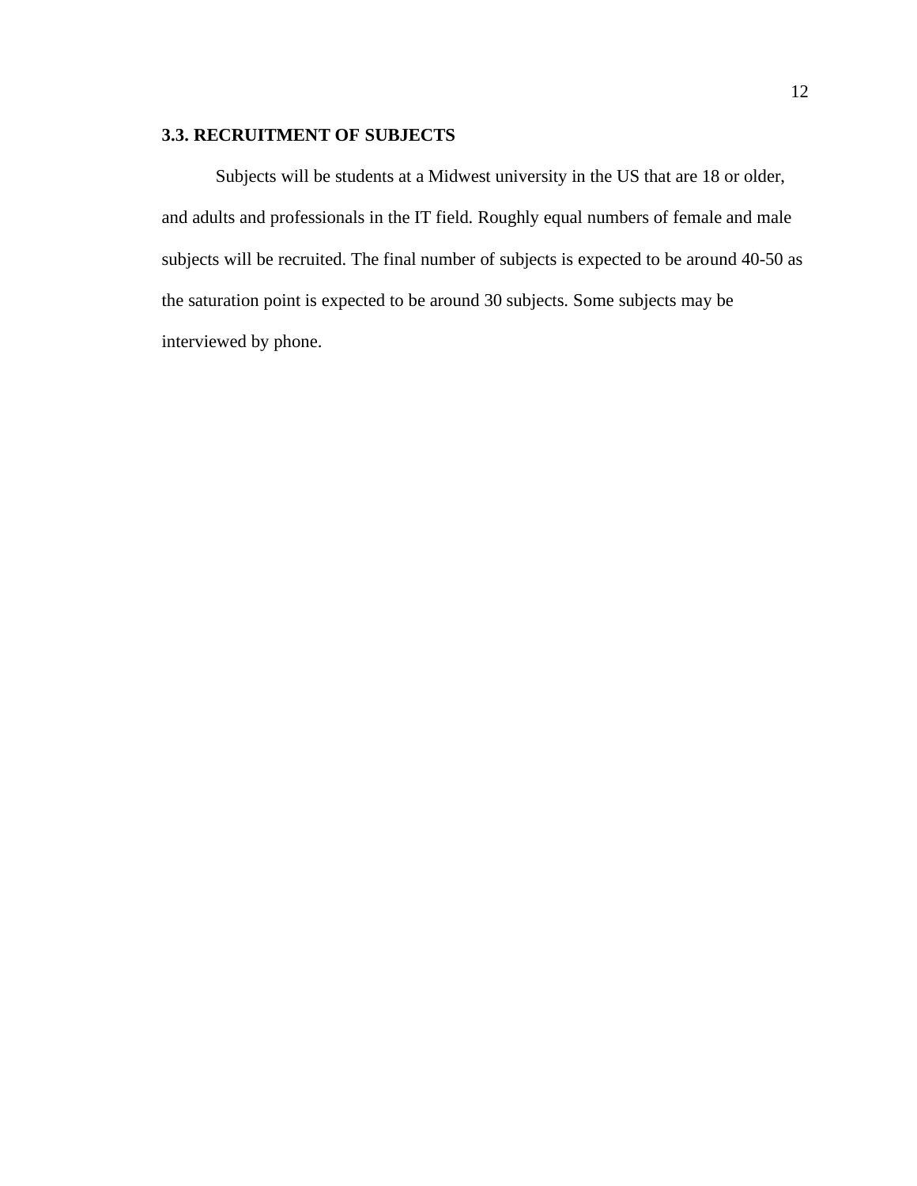### 3.3. RECRUITMENT OF SUBJECTS

Subjects will be students at a Midwest university in the US that are 18 or older, and adults and professionals in the IT field. Roughly equal numbers of female and male subjects will be recruited. The final number of subjects is expected to be around 40-50 as the saturation point is expected to be around 30 subjects. Some subjects may be interviewed by phone.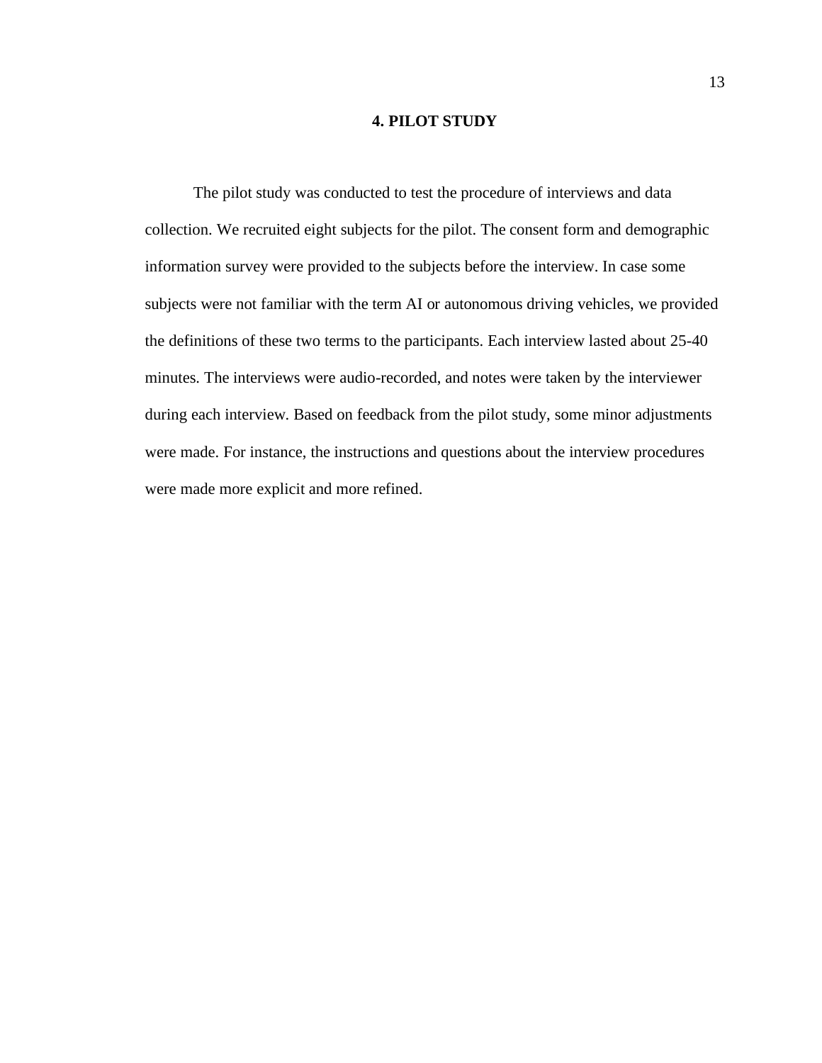# 4. PILOT STUDY

The pilot study was conducted to test the procedure of interviews and data collection. We recruited eight subjects for the pilot. The consent form and demographic information survey were provided to the subjects before the interview. In case some subjects were not familiar with the term AI or autonomous driving vehicles, we provided the definitions of these two terms to the participants. Each interview lasted about 25-40 minutes. The interviews were audio-recorded, and notes were taken by the interviewer during each interview. Based on feedback from the pilot study, some minor adjustments were made. For instance, the instructions and questions about the interview procedures were made more explicit and more refined.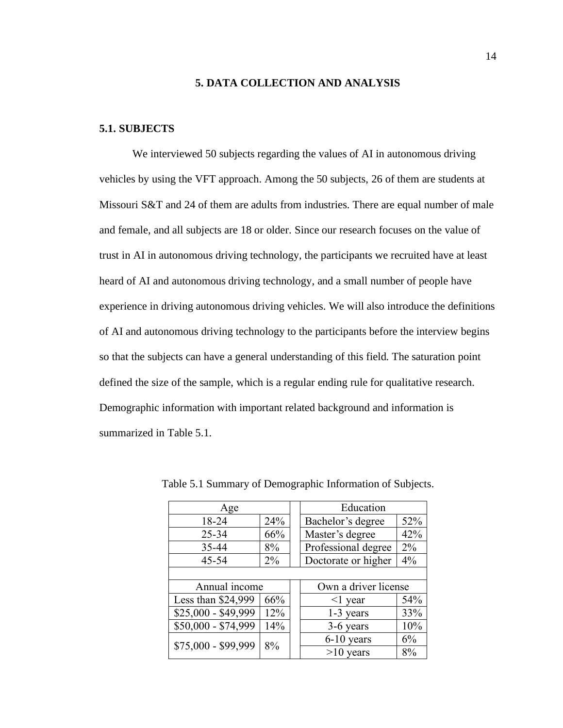# 5. DATA COLLECTION AND ANALYSIS

## 5.1. SUBJECTS

We interviewed 50 subjects regarding the values of AI in autonomous driving vehicles by using the VFT approach. Among the 50 subjects, 26 of them are students at Missouri S&T and 24 of them are adults from industries. There are equal number of male and female, and all subjects are 18 or older. Since our research focuses on the value of trust in AI in autonomous driving technology, the participants we recruited have at least heard of AI and autonomous driving technology, and a small number of people have experience in driving autonomous driving vehicles. We will also introduce the definitions of AI and autonomous driving technology to the participants before the interview begins so that the subjects can have a general understanding of this field. The saturation point defined the size of the sample, which is a regular ending rule for qualitative research. Demographic information with important related background and information is summarized in Table 5.1.

Table 5.1 Summary of Demographic Information of Subjects.

| Age | | | Education | |
|---|---|---|---|---|
| 18-24 | 24% | | Bachelor's degree | 52% |
| 25-34 | 66% | | Master's degree | 42% |
| 35-44 | 8% | | Professional degree | 2% |
| 45-54 | 2% | | Doctorate or higher | 4% |
| | | | | |
| Annual income | | | Own a driver license | |
| Less than $24,999 | 66% | | <1 year | 54% |
| $25,000 - $49,999 | 12% | | 1-3 years | 33% |
| $50,000 - $74,999 | 14% | | 3-6 years | 10% |
| $75,000 - $99,999 | 8% | | 6-10 years | 6% |
| | | | >10 years | 8% |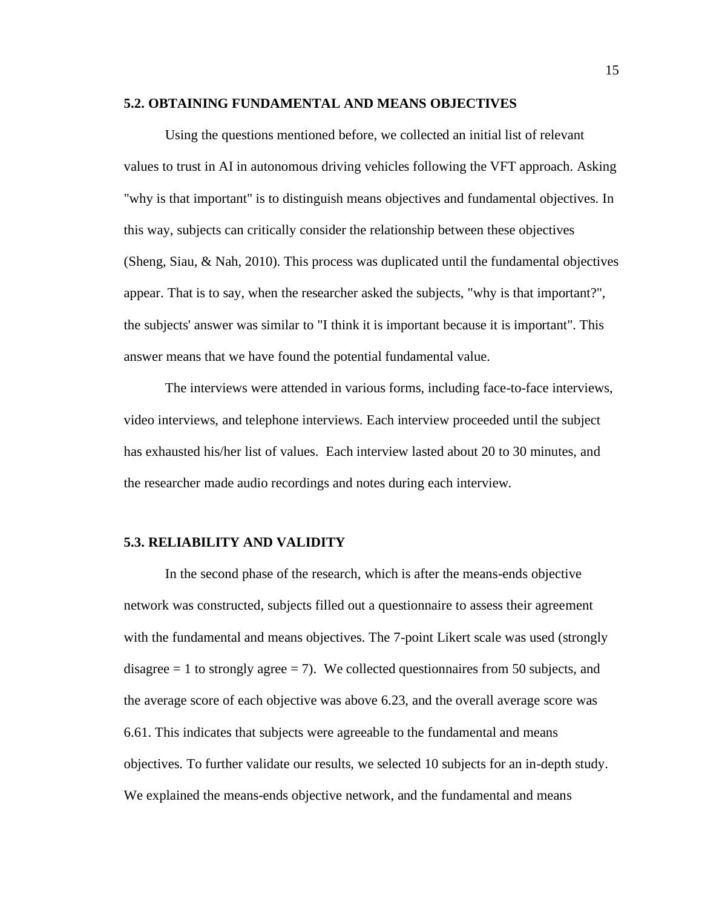### 5.2. OBTAINING FUNDAMENTAL AND MEANS OBJECTIVES

Using the questions mentioned before, we collected an initial list of relevant values to trust in AI in autonomous driving vehicles following the VFT approach. Asking "why is that important" is to distinguish means objectives and fundamental objectives. In this way, subjects can critically consider the relationship between these objectives (Sheng, Siau, & Nah, 2010). This process was duplicated until the fundamental objectives appear. That is to say, when the researcher asked the subjects, "why is that important?", the subjects' answer was similar to "I think it is important because it is important". This answer means that we have found the potential fundamental value.

The interviews were attended in various forms, including face-to-face interviews, video interviews, and telephone interviews. Each interview proceeded until the subject has exhausted his/her list of values. Each interview lasted about 20 to 30 minutes, and the researcher made audio recordings and notes during each interview.

### 5.3. RELIABILITY AND VALIDITY

In the second phase of the research, which is after the means-ends objective network was constructed, subjects filled out a questionnaire to assess their agreement with the fundamental and means objectives. The 7-point Likert scale was used (strongly disagree = 1 to strongly agree = 7). We collected questionnaires from 50 subjects, and the average score of each objective was above 6.23, and the overall average score was 6.61. This indicates that subjects were agreeable to the fundamental and means objectives. To further validate our results, we selected 10 subjects for an in-depth study. We explained the means-ends objective network, and the fundamental and means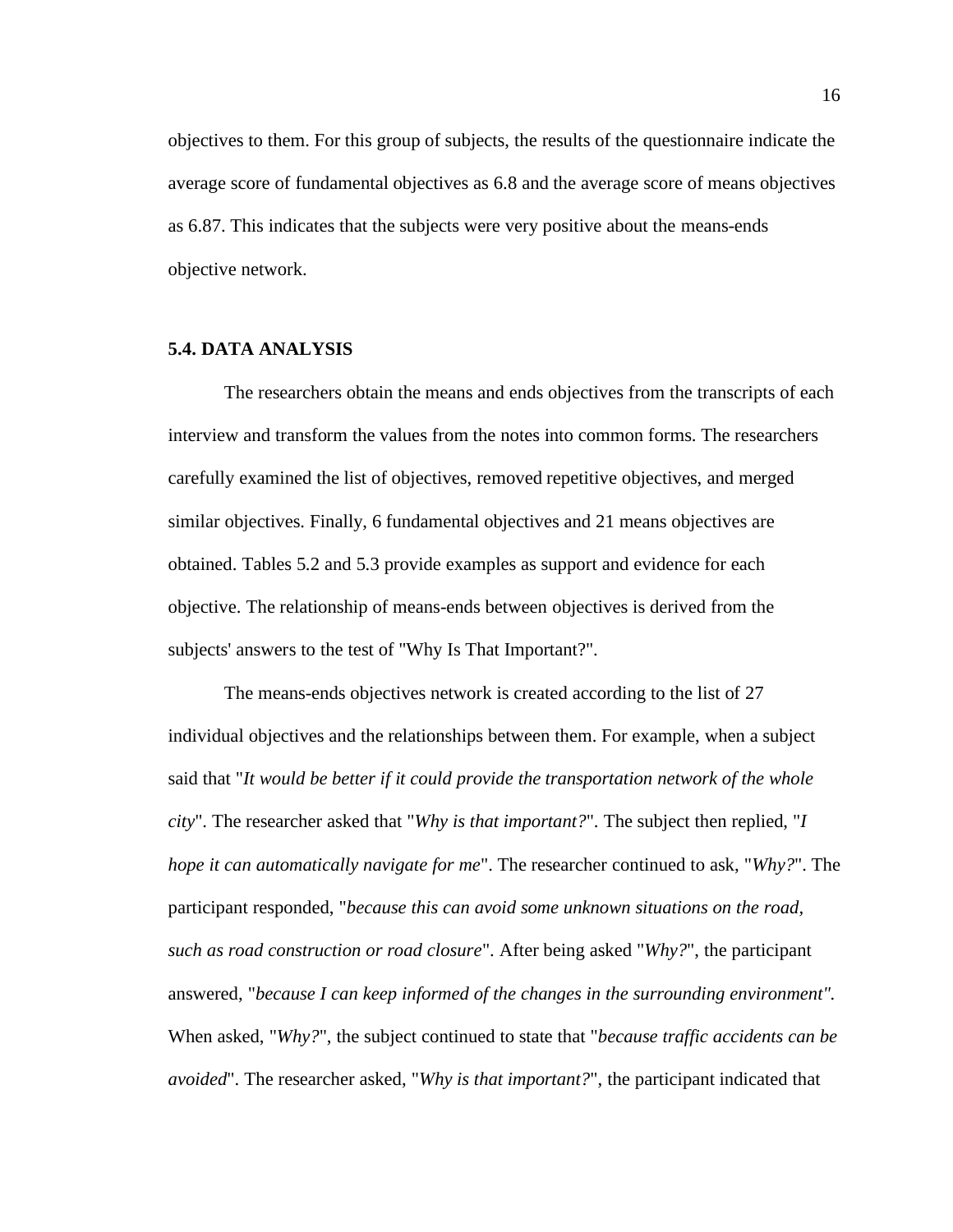objectives to them. For this group of subjects, the results of the questionnaire indicate the average score of fundamental objectives as 6.8 and the average score of means objectives as 6.87. This indicates that the subjects were very positive about the means-ends objective network.

### 5.4. DATA ANALYSIS

The researchers obtain the means and ends objectives from the transcripts of each interview and transform the values from the notes into common forms. The researchers carefully examined the list of objectives, removed repetitive objectives, and merged similar objectives. Finally, 6 fundamental objectives and 21 means objectives are obtained. Tables 5.2 and 5.3 provide examples as support and evidence for each objective. The relationship of means-ends between objectives is derived from the subjects' answers to the test of "Why Is That Important?".

The means-ends objectives network is created according to the list of 27 individual objectives and the relationships between them. For example, when a subject said that "*It would be better if it could provide the transportation network of the whole city*". The researcher asked that "*Why is that important?*". The subject then replied, "*I hope it can automatically navigate for me*". The researcher continued to ask, "*Why?*". The participant responded, "*because this can avoid some unknown situations on the road, such as road construction or road closure*". After being asked "*Why?*", the participant answered, "*because I can keep informed of the changes in the surrounding environment".* When asked, "*Why?*", the subject continued to state that "*because traffic accidents can be avoided*". The researcher asked, "*Why is that important?*", the participant indicated that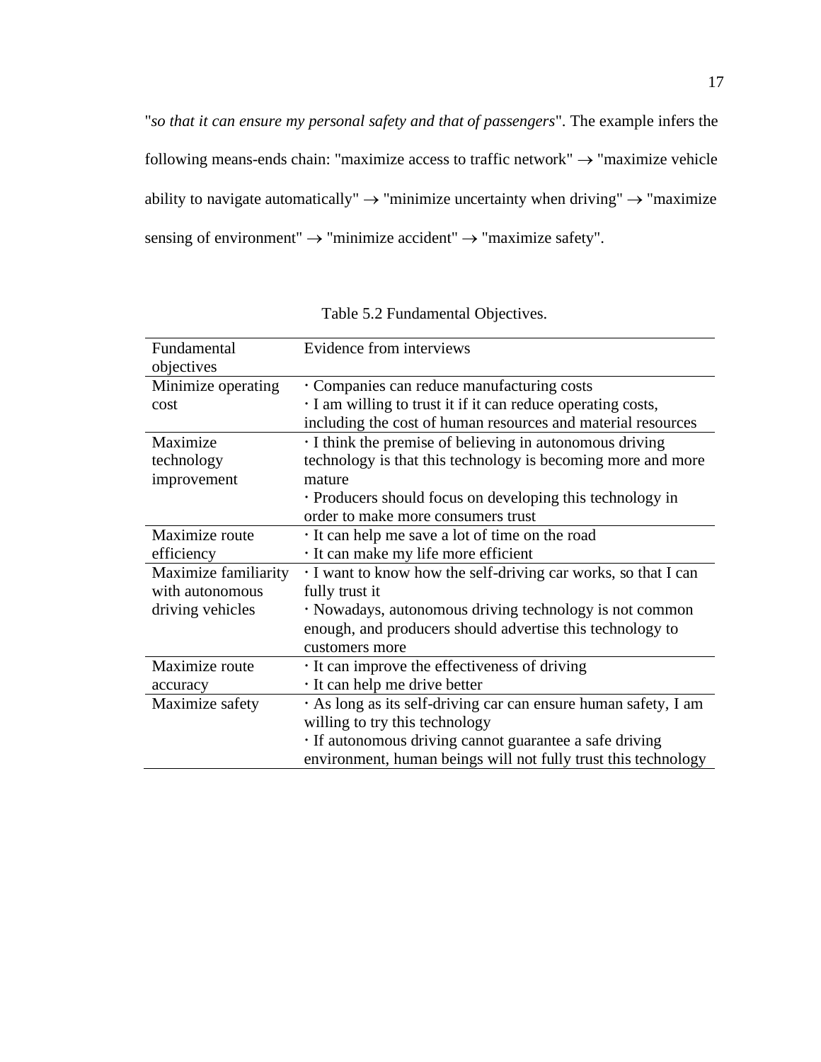"*so that it can ensure my personal safety and that of passengers*". The example infers the following means-ends chain: "maximize access to traffic network" → "maximize vehicle ability to navigate automatically" → "minimize uncertainty when driving" → "maximize sensing of environment" → "minimize accident" → "maximize safety".

Table 5.2 Fundamental Objectives.

| Fundamental objectives | Evidence from interviews |
|---|---|
| Minimize operating cost | · Companies can reduce manufacturing costs<br>· I am willing to trust it if it can reduce operating costs, including the cost of human resources and material resources |
| Maximize technology improvement | · I think the premise of believing in autonomous driving technology is that this technology is becoming more and more mature<br>· Producers should focus on developing this technology in order to make more consumers trust |
| Maximize route efficiency | · It can help me save a lot of time on the road<br>· It can make my life more efficient |
| Maximize familiarity with autonomous driving vehicles | · I want to know how the self-driving car works, so that I can fully trust it<br>· Nowadays, autonomous driving technology is not common enough, and producers should advertise this technology to customers more |
| Maximize route accuracy | · It can improve the effectiveness of driving<br>· It can help me drive better |
| Maximize safety | · As long as its self-driving car can ensure human safety, I am willing to try this technology<br>· If autonomous driving cannot guarantee a safe driving environment, human beings will not fully trust this technology |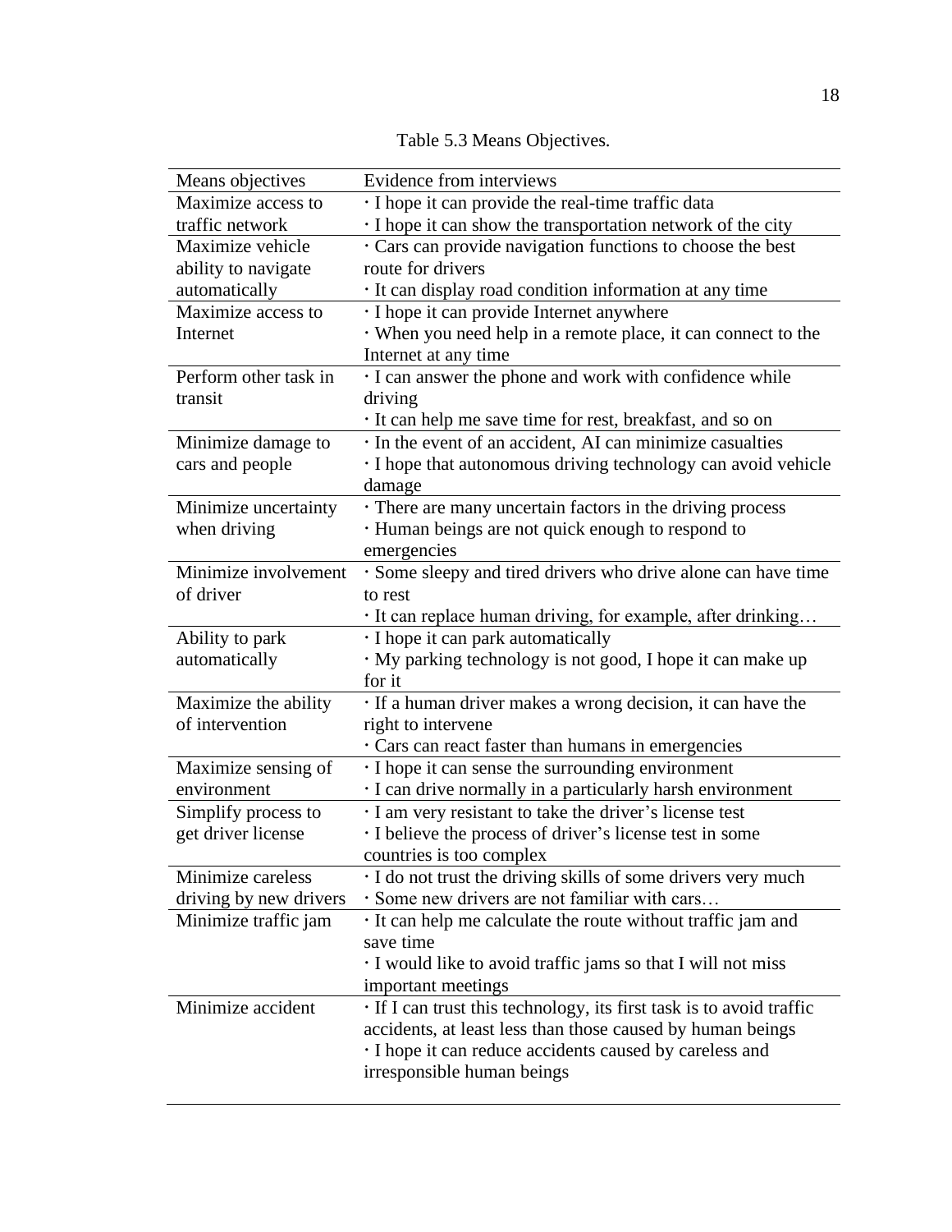Table 5.3 Means Objectives.

| Means objectives | Evidence from interviews |
|---|---|
| Maximize access to traffic network | · I hope it can provide the real-time traffic data<br>· I hope it can show the transportation network of the city |
| Maximize vehicle ability to navigate automatically | · Cars can provide navigation functions to choose the best route for drivers<br>· It can display road condition information at any time |
| Maximize access to Internet | · I hope it can provide Internet anywhere<br>· When you need help in a remote place, it can connect to the Internet at any time |
| Perform other task in transit | · I can answer the phone and work with confidence while driving<br>· It can help me save time for rest, breakfast, and so on |
| Minimize damage to cars and people | · In the event of an accident, AI can minimize casualties<br>· I hope that autonomous driving technology can avoid vehicle damage |
| Minimize uncertainty when driving | · There are many uncertain factors in the driving process<br>· Human beings are not quick enough to respond to emergencies |
| Minimize involvement of driver | · Some sleepy and tired drivers who drive alone can have time to rest<br>· It can replace human driving, for example, after drinking… |
| Ability to park automatically | · I hope it can park automatically<br>· My parking technology is not good, I hope it can make up for it |
| Maximize the ability of intervention | · If a human driver makes a wrong decision, it can have the right to intervene<br>· Cars can react faster than humans in emergencies |
| Maximize sensing of environment | · I hope it can sense the surrounding environment<br>· I can drive normally in a particularly harsh environment |
| Simplify process to get driver license | · I am very resistant to take the driver's license test<br>· I believe the process of driver's license test in some countries is too complex |
| Minimize careless driving by new drivers | · I do not trust the driving skills of some drivers very much<br>· Some new drivers are not familiar with cars… |
| Minimize traffic jam | · It can help me calculate the route without traffic jam and save time<br>· I would like to avoid traffic jams so that I will not miss important meetings |
| Minimize accident | · If I can trust this technology, its first task is to avoid traffic accidents, at least less than those caused by human beings<br>· I hope it can reduce accidents caused by careless and irresponsible human beings |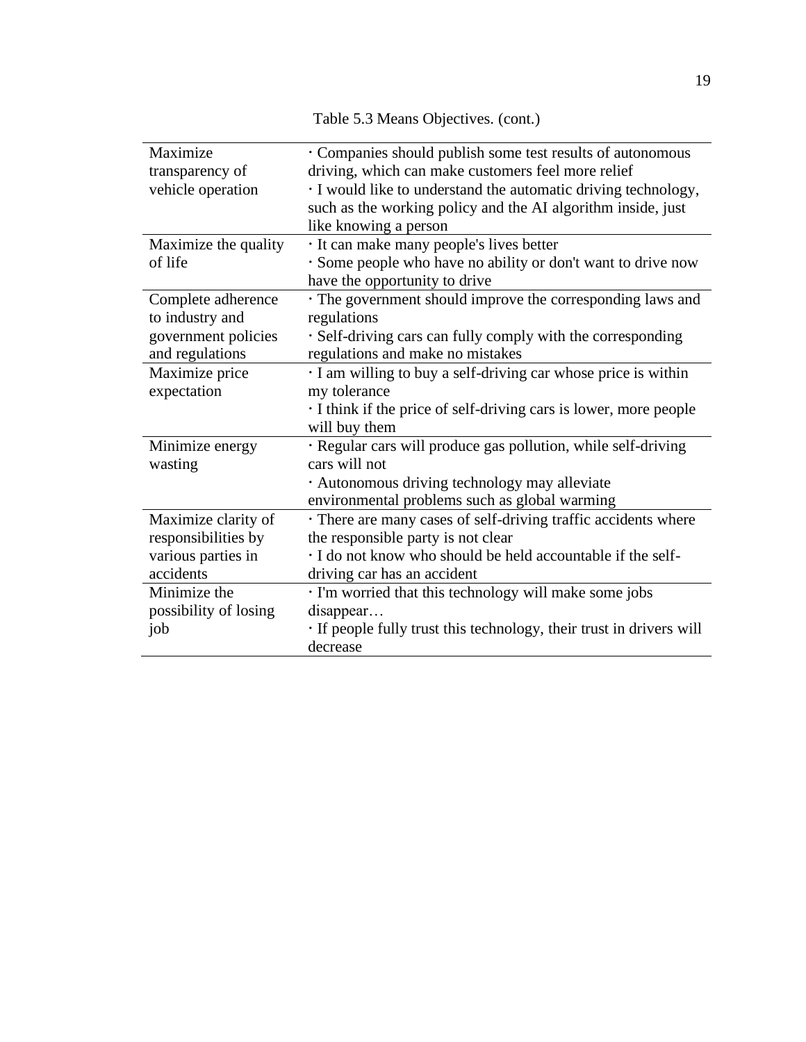Table 5.3 Means Objectives. (cont.)

| | |
|---|---|
| Maximize transparency of vehicle operation | · Companies should publish some test results of autonomous driving, which can make customers feel more relief<br>· I would like to understand the automatic driving technology, such as the working policy and the AI algorithm inside, just like knowing a person |
| Maximize the quality of life | · It can make many people's lives better<br>· Some people who have no ability or don't want to drive now have the opportunity to drive |
| Complete adherence to industry and government policies and regulations | · The government should improve the corresponding laws and regulations<br>· Self-driving cars can fully comply with the corresponding regulations and make no mistakes |
| Maximize price expectation | · I am willing to buy a self-driving car whose price is within my tolerance<br>· I think if the price of self-driving cars is lower, more people will buy them |
| Minimize energy wasting | · Regular cars will produce gas pollution, while self-driving cars will not<br>· Autonomous driving technology may alleviate environmental problems such as global warming |
| Maximize clarity of responsibilities by various parties in accidents | · There are many cases of self-driving traffic accidents where the responsible party is not clear<br>· I do not know who should be held accountable if the self-driving car has an accident |
| Minimize the possibility of losing job | · I'm worried that this technology will make some jobs disappear…<br>· If people fully trust this technology, their trust in drivers will decrease |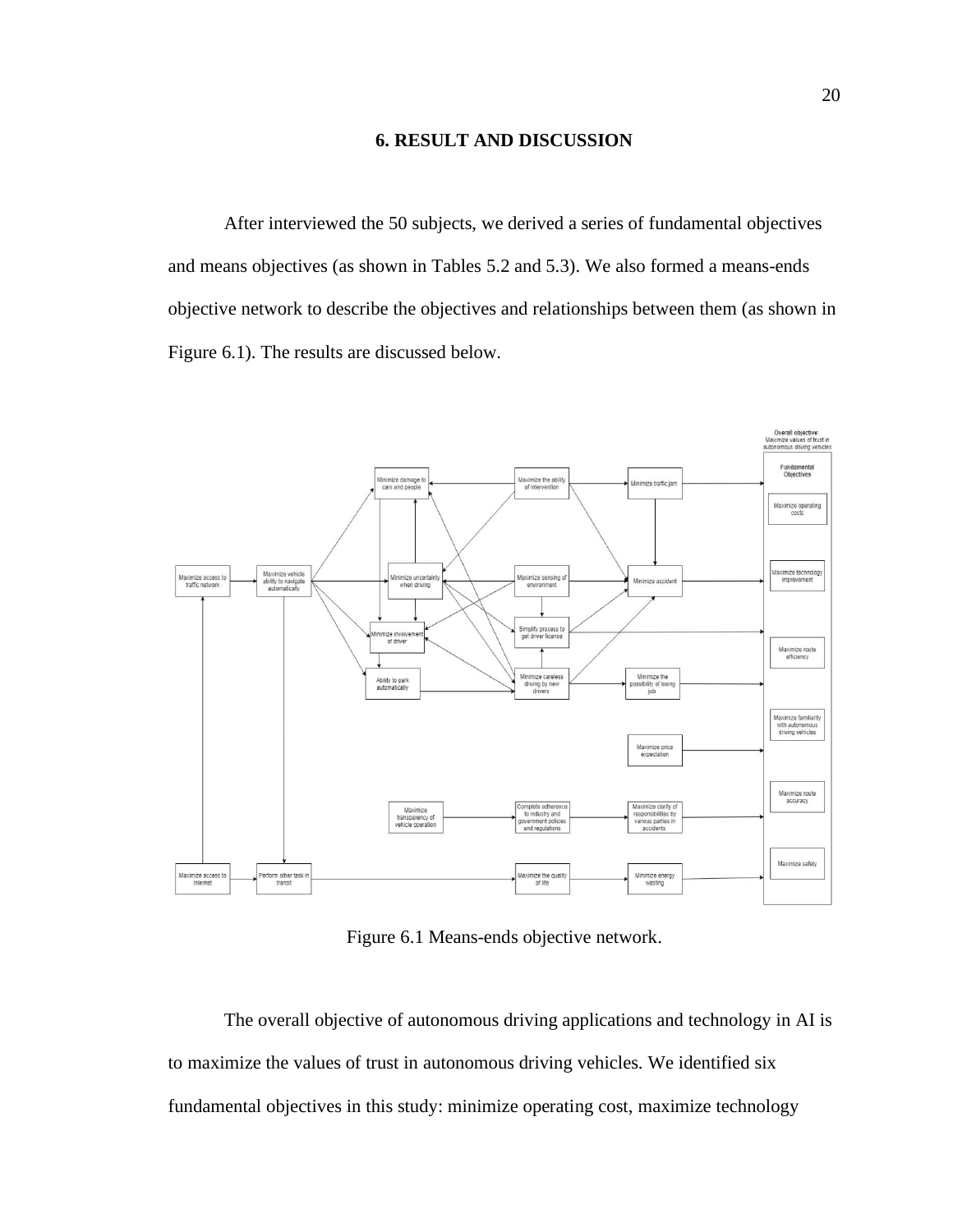# 6. RESULT AND DISCUSSION

After interviewed the 50 subjects, we derived a series of fundamental objectives and means objectives (as shown in Tables 5.2 and 5.3). We also formed a means-ends objective network to describe the objectives and relationships between them (as shown in Figure 6.1). The results are discussed below.

Figure 6.1 Means-ends objective network.

The overall objective of autonomous driving applications and technology in AI is to maximize the values of trust in autonomous driving vehicles. We identified six fundamental objectives in this study: minimize operating cost, maximize technology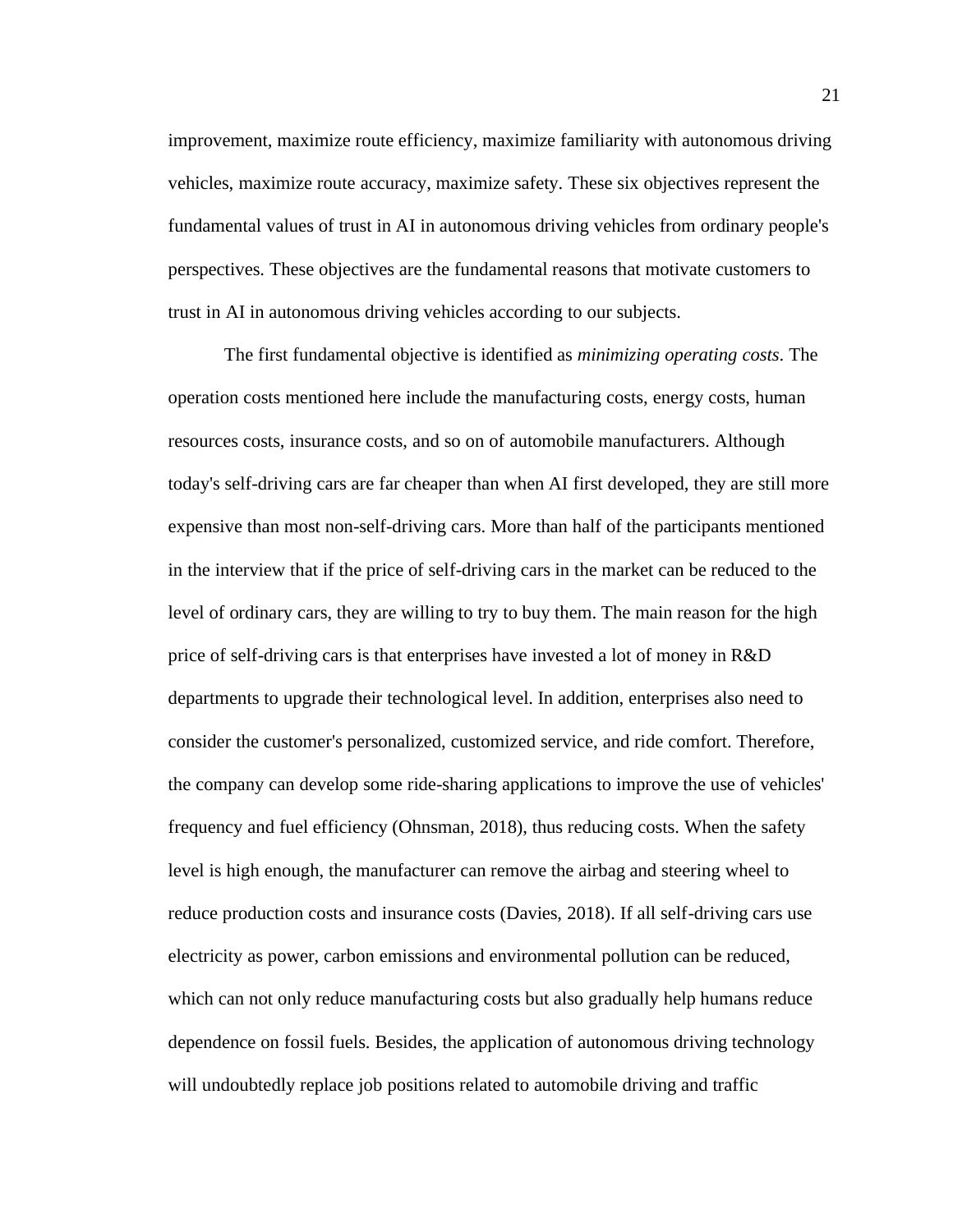improvement, maximize route efficiency, maximize familiarity with autonomous driving vehicles, maximize route accuracy, maximize safety. These six objectives represent the fundamental values of trust in AI in autonomous driving vehicles from ordinary people's perspectives. These objectives are the fundamental reasons that motivate customers to trust in AI in autonomous driving vehicles according to our subjects.

The first fundamental objective is identified as *minimizing operating costs*. The operation costs mentioned here include the manufacturing costs, energy costs, human resources costs, insurance costs, and so on of automobile manufacturers. Although today's self-driving cars are far cheaper than when AI first developed, they are still more expensive than most non-self-driving cars. More than half of the participants mentioned in the interview that if the price of self-driving cars in the market can be reduced to the level of ordinary cars, they are willing to try to buy them. The main reason for the high price of self-driving cars is that enterprises have invested a lot of money in R&D departments to upgrade their technological level. In addition, enterprises also need to consider the customer's personalized, customized service, and ride comfort. Therefore, the company can develop some ride-sharing applications to improve the use of vehicles' frequency and fuel efficiency (Ohnsman, 2018), thus reducing costs. When the safety level is high enough, the manufacturer can remove the airbag and steering wheel to reduce production costs and insurance costs (Davies, 2018). If all self-driving cars use electricity as power, carbon emissions and environmental pollution can be reduced, which can not only reduce manufacturing costs but also gradually help humans reduce dependence on fossil fuels. Besides, the application of autonomous driving technology will undoubtedly replace job positions related to automobile driving and traffic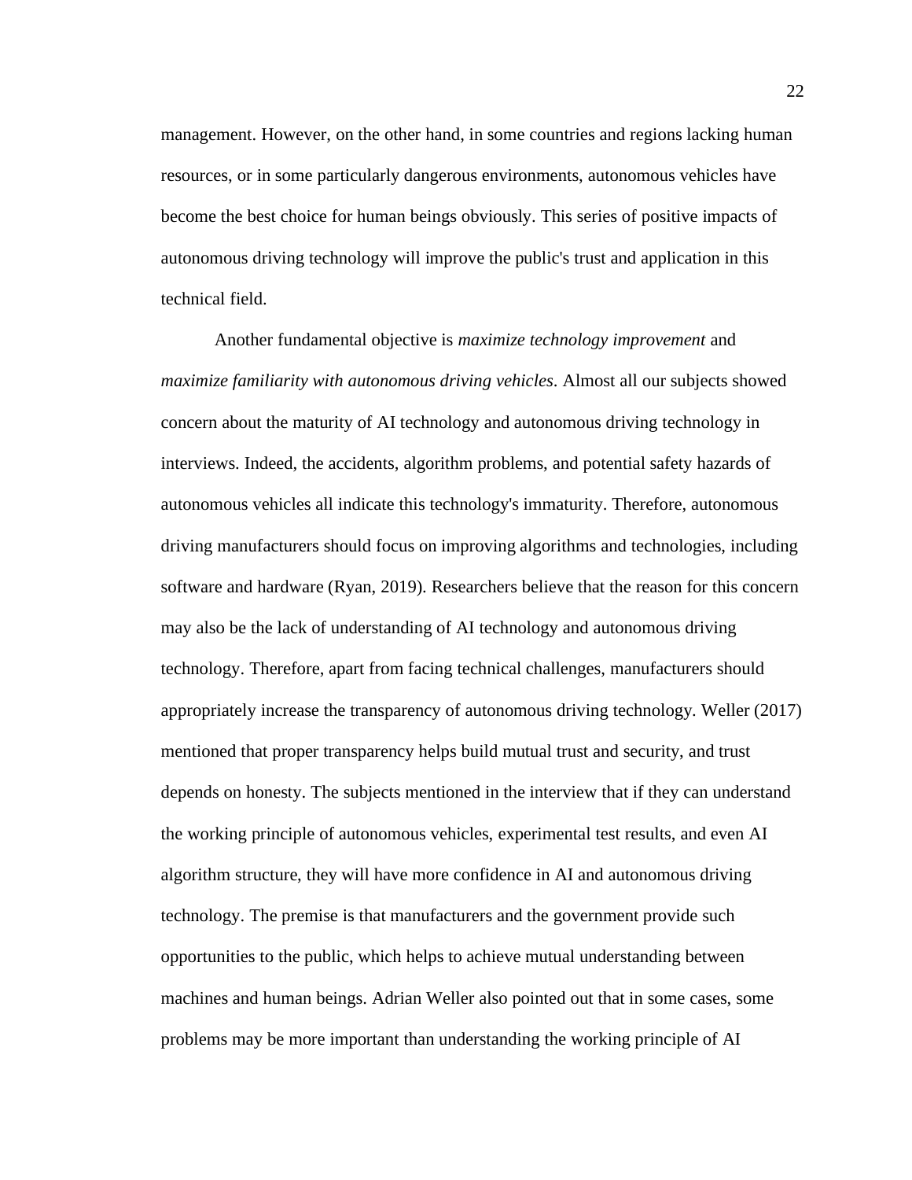management. However, on the other hand, in some countries and regions lacking human resources, or in some particularly dangerous environments, autonomous vehicles have become the best choice for human beings obviously. This series of positive impacts of autonomous driving technology will improve the public's trust and application in this technical field.

Another fundamental objective is *maximize technology improvement* and *maximize familiarity with autonomous driving vehicles*. Almost all our subjects showed concern about the maturity of AI technology and autonomous driving technology in interviews. Indeed, the accidents, algorithm problems, and potential safety hazards of autonomous vehicles all indicate this technology's immaturity. Therefore, autonomous driving manufacturers should focus on improving algorithms and technologies, including software and hardware (Ryan, 2019). Researchers believe that the reason for this concern may also be the lack of understanding of AI technology and autonomous driving technology. Therefore, apart from facing technical challenges, manufacturers should appropriately increase the transparency of autonomous driving technology. Weller (2017) mentioned that proper transparency helps build mutual trust and security, and trust depends on honesty. The subjects mentioned in the interview that if they can understand the working principle of autonomous vehicles, experimental test results, and even AI algorithm structure, they will have more confidence in AI and autonomous driving technology. The premise is that manufacturers and the government provide such opportunities to the public, which helps to achieve mutual understanding between machines and human beings. Adrian Weller also pointed out that in some cases, some problems may be more important than understanding the working principle of AI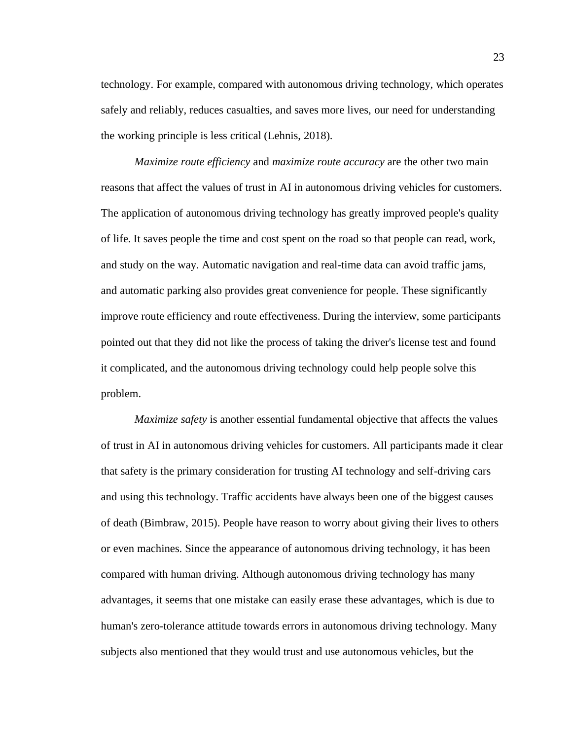technology. For example, compared with autonomous driving technology, which operates safely and reliably, reduces casualties, and saves more lives, our need for understanding the working principle is less critical (Lehnis, 2018).

*Maximize route efficiency* and *maximize route accuracy* are the other two main reasons that affect the values of trust in AI in autonomous driving vehicles for customers. The application of autonomous driving technology has greatly improved people's quality of life. It saves people the time and cost spent on the road so that people can read, work, and study on the way. Automatic navigation and real-time data can avoid traffic jams, and automatic parking also provides great convenience for people. These significantly improve route efficiency and route effectiveness. During the interview, some participants pointed out that they did not like the process of taking the driver's license test and found it complicated, and the autonomous driving technology could help people solve this problem.

*Maximize safety* is another essential fundamental objective that affects the values of trust in AI in autonomous driving vehicles for customers. All participants made it clear that safety is the primary consideration for trusting AI technology and self-driving cars and using this technology. Traffic accidents have always been one of the biggest causes of death (Bimbraw, 2015). People have reason to worry about giving their lives to others or even machines. Since the appearance of autonomous driving technology, it has been compared with human driving. Although autonomous driving technology has many advantages, it seems that one mistake can easily erase these advantages, which is due to human's zero-tolerance attitude towards errors in autonomous driving technology. Many subjects also mentioned that they would trust and use autonomous vehicles, but the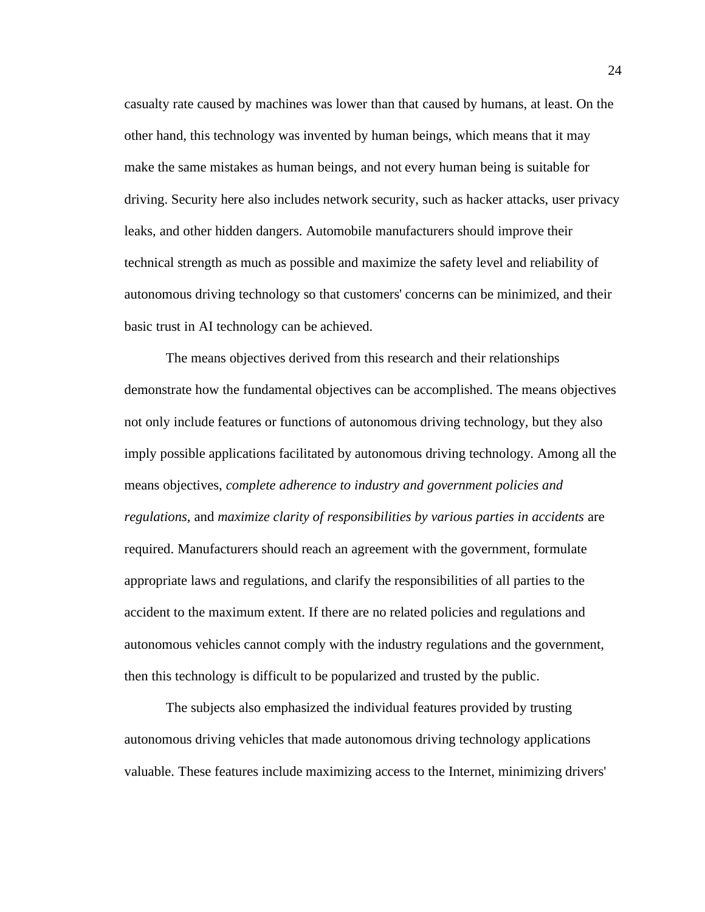casualty rate caused by machines was lower than that caused by humans, at least. On the other hand, this technology was invented by human beings, which means that it may make the same mistakes as human beings, and not every human being is suitable for driving. Security here also includes network security, such as hacker attacks, user privacy leaks, and other hidden dangers. Automobile manufacturers should improve their technical strength as much as possible and maximize the safety level and reliability of autonomous driving technology so that customers' concerns can be minimized, and their basic trust in AI technology can be achieved.

The means objectives derived from this research and their relationships demonstrate how the fundamental objectives can be accomplished. The means objectives not only include features or functions of autonomous driving technology, but they also imply possible applications facilitated by autonomous driving technology. Among all the means objectives, *complete adherence to industry and government policies and regulations*, and *maximize clarity of responsibilities by various parties in accidents* are required. Manufacturers should reach an agreement with the government, formulate appropriate laws and regulations, and clarify the responsibilities of all parties to the accident to the maximum extent. If there are no related policies and regulations and autonomous vehicles cannot comply with the industry regulations and the government, then this technology is difficult to be popularized and trusted by the public.

The subjects also emphasized the individual features provided by trusting autonomous driving vehicles that made autonomous driving technology applications valuable. These features include maximizing access to the Internet, minimizing drivers'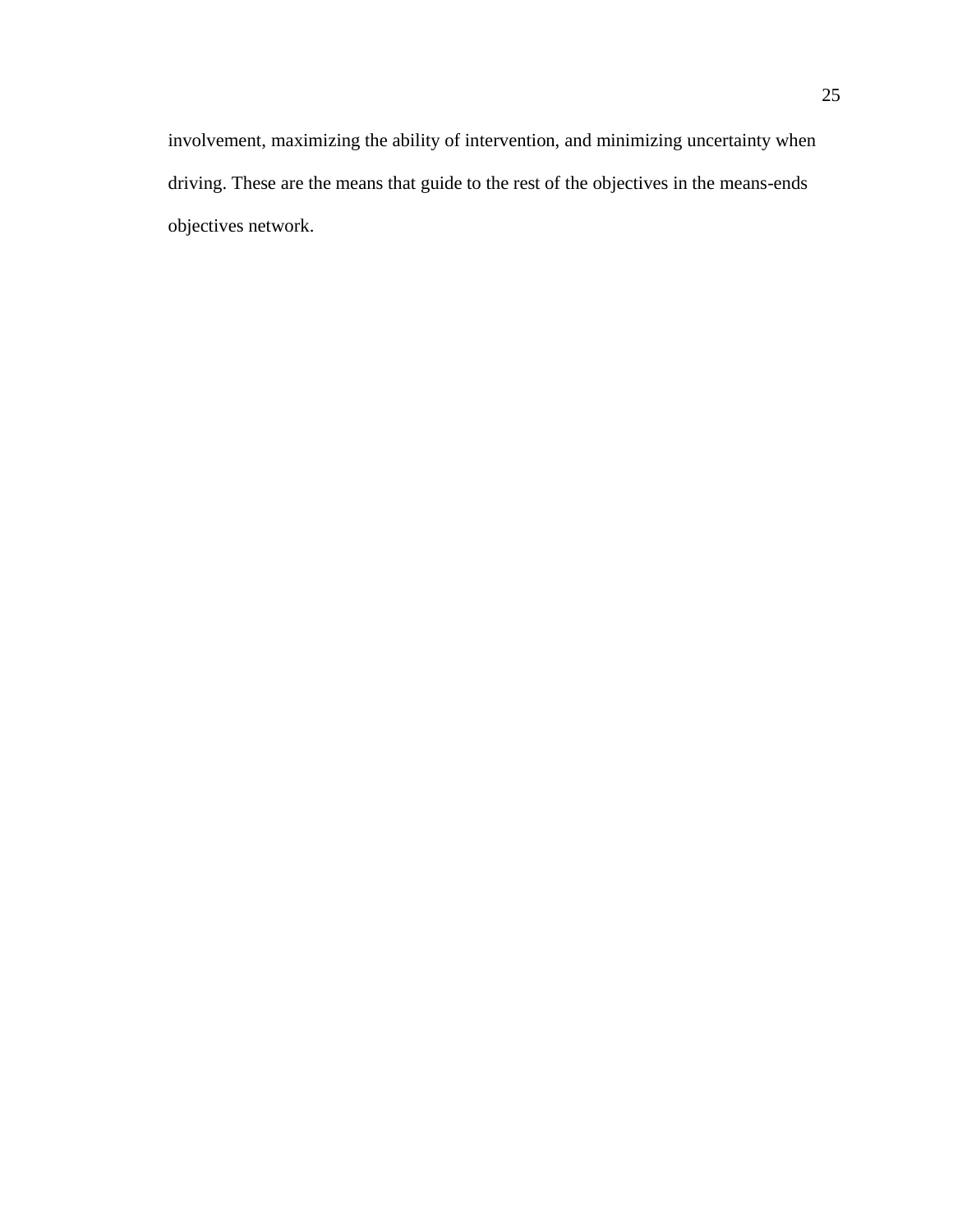involvement, maximizing the ability of intervention, and minimizing uncertainty when driving. These are the means that guide to the rest of the objectives in the means-ends objectives network.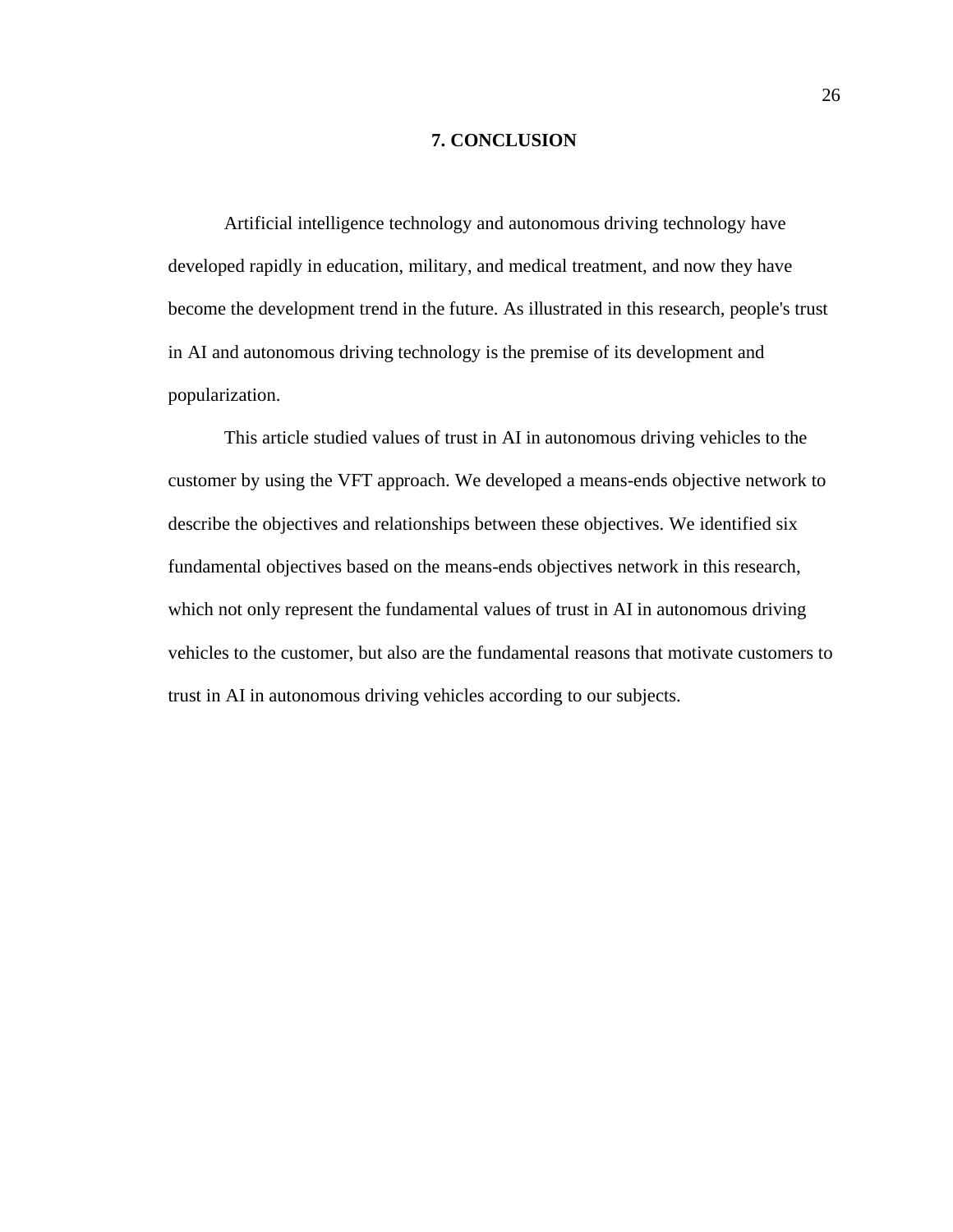# 7. CONCLUSION

Artificial intelligence technology and autonomous driving technology have developed rapidly in education, military, and medical treatment, and now they have become the development trend in the future. As illustrated in this research, people's trust in AI and autonomous driving technology is the premise of its development and popularization.

This article studied values of trust in AI in autonomous driving vehicles to the customer by using the VFT approach. We developed a means-ends objective network to describe the objectives and relationships between these objectives. We identified six fundamental objectives based on the means-ends objectives network in this research, which not only represent the fundamental values of trust in AI in autonomous driving vehicles to the customer, but also are the fundamental reasons that motivate customers to trust in AI in autonomous driving vehicles according to our subjects.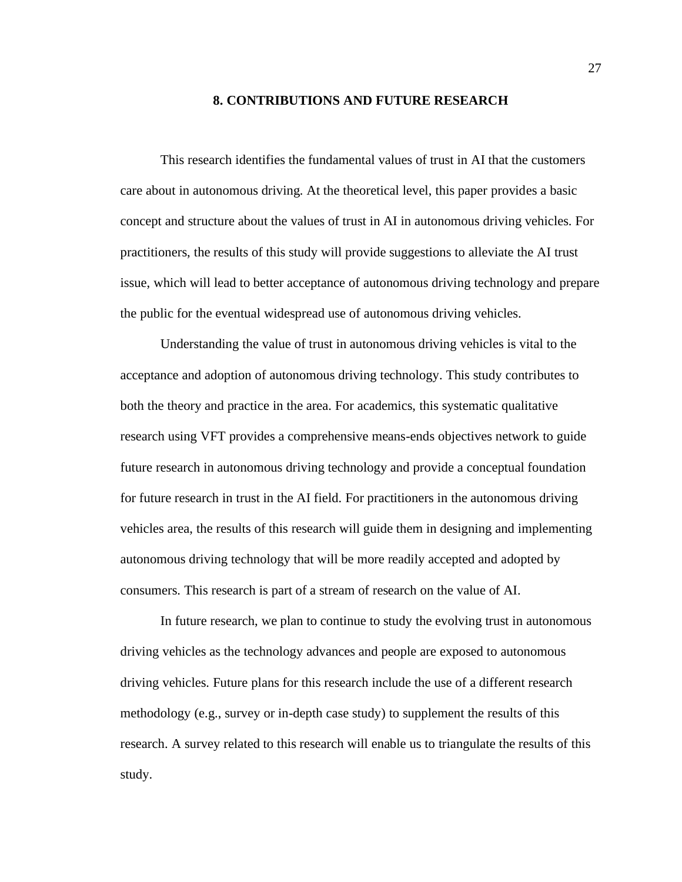## 8. CONTRIBUTIONS AND FUTURE RESEARCH

This research identifies the fundamental values of trust in AI that the customers care about in autonomous driving. At the theoretical level, this paper provides a basic concept and structure about the values of trust in AI in autonomous driving vehicles. For practitioners, the results of this study will provide suggestions to alleviate the AI trust issue, which will lead to better acceptance of autonomous driving technology and prepare the public for the eventual widespread use of autonomous driving vehicles.

Understanding the value of trust in autonomous driving vehicles is vital to the acceptance and adoption of autonomous driving technology. This study contributes to both the theory and practice in the area. For academics, this systematic qualitative research using VFT provides a comprehensive means-ends objectives network to guide future research in autonomous driving technology and provide a conceptual foundation for future research in trust in the AI field. For practitioners in the autonomous driving vehicles area, the results of this research will guide them in designing and implementing autonomous driving technology that will be more readily accepted and adopted by consumers. This research is part of a stream of research on the value of AI.

In future research, we plan to continue to study the evolving trust in autonomous driving vehicles as the technology advances and people are exposed to autonomous driving vehicles. Future plans for this research include the use of a different research methodology (e.g., survey or in-depth case study) to supplement the results of this research. A survey related to this research will enable us to triangulate the results of this study.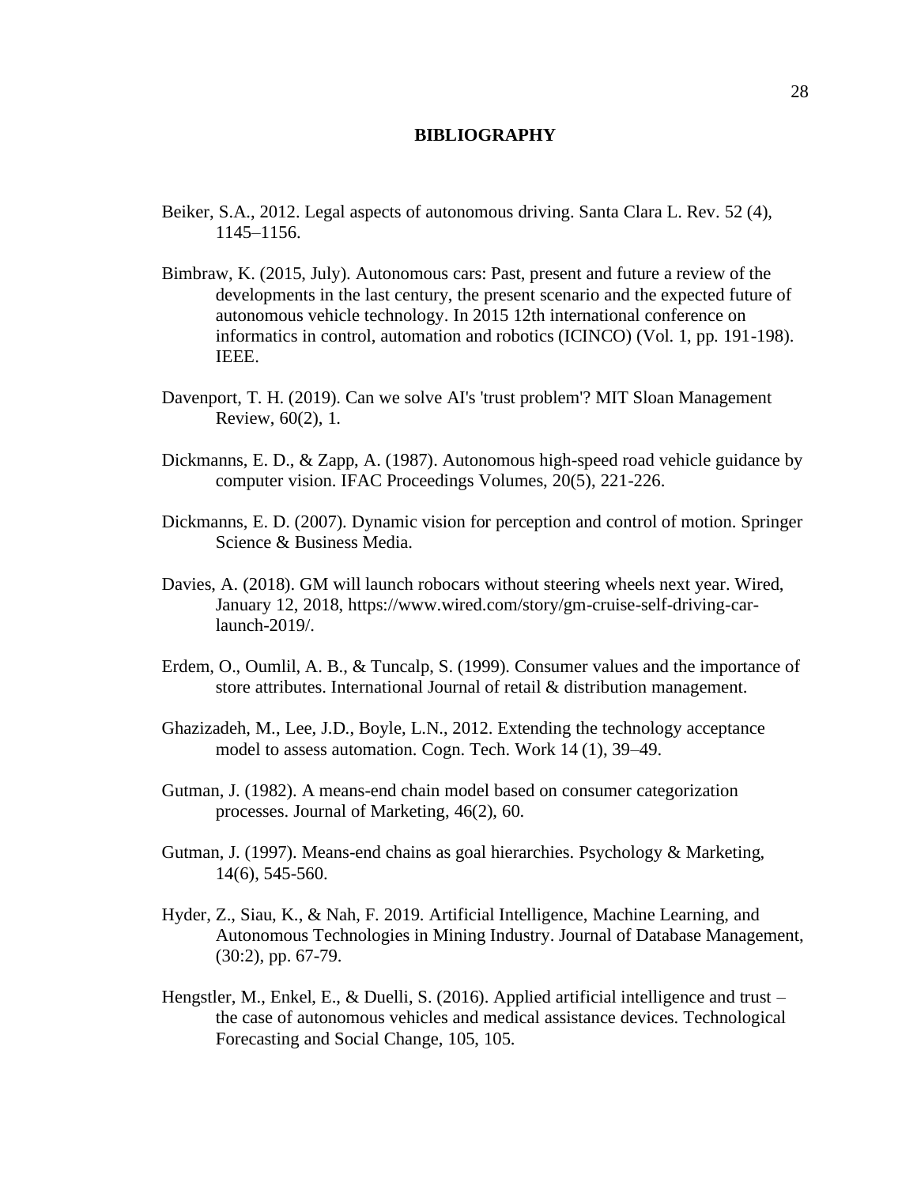# BIBLIOGRAPHY

Beiker, S.A., 2012. Legal aspects of autonomous driving. Santa Clara L. Rev. 52 (4), 1145–1156.

Bimbraw, K. (2015, July). Autonomous cars: Past, present and future a review of the developments in the last century, the present scenario and the expected future of autonomous vehicle technology. In 2015 12th international conference on informatics in control, automation and robotics (ICINCO) (Vol. 1, pp. 191-198). IEEE.

Davenport, T. H. (2019). Can we solve AI's 'trust problem'? MIT Sloan Management Review, 60(2), 1.

Dickmanns, E. D., & Zapp, A. (1987). Autonomous high-speed road vehicle guidance by computer vision. IFAC Proceedings Volumes, 20(5), 221-226.

Dickmanns, E. D. (2007). Dynamic vision for perception and control of motion. Springer Science & Business Media.

Davies, A. (2018). GM will launch robocars without steering wheels next year. Wired, January 12, 2018, https://www.wired.com/story/gm-cruise-self-driving-car-launch-2019/.

Erdem, O., Oumlil, A. B., & Tuncalp, S. (1999). Consumer values and the importance of store attributes. International Journal of retail & distribution management.

Ghazizadeh, M., Lee, J.D., Boyle, L.N., 2012. Extending the technology acceptance model to assess automation. Cogn. Tech. Work 14 (1), 39–49.

Gutman, J. (1982). A means-end chain model based on consumer categorization processes. Journal of Marketing, 46(2), 60.

Gutman, J. (1997). Means-end chains as goal hierarchies. Psychology & Marketing, 14(6), 545-560.

Hyder, Z., Siau, K., & Nah, F. 2019. Artificial Intelligence, Machine Learning, and Autonomous Technologies in Mining Industry. Journal of Database Management, (30:2), pp. 67-79.

Hengstler, M., Enkel, E., & Duelli, S. (2016). Applied artificial intelligence and trust – the case of autonomous vehicles and medical assistance devices. Technological Forecasting and Social Change, 105, 105.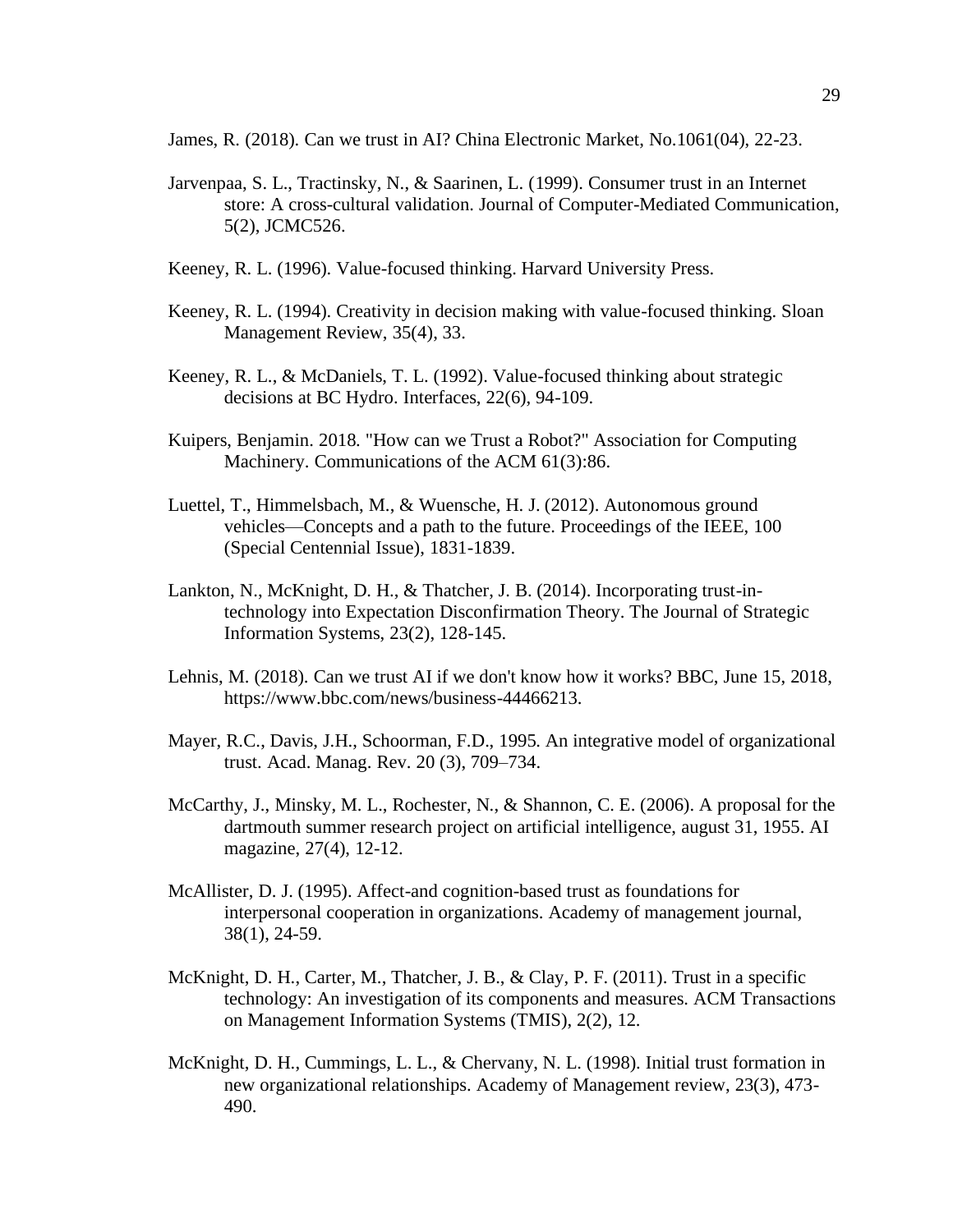James, R. (2018). Can we trust in AI? China Electronic Market, No.1061(04), 22-23.

Jarvenpaa, S. L., Tractinsky, N., & Saarinen, L. (1999). Consumer trust in an Internet store: A cross-cultural validation. Journal of Computer-Mediated Communication, 5(2), JCMC526.

Keeney, R. L. (1996). Value-focused thinking. Harvard University Press.

Keeney, R. L. (1994). Creativity in decision making with value-focused thinking. Sloan Management Review, 35(4), 33.

Keeney, R. L., & McDaniels, T. L. (1992). Value-focused thinking about strategic decisions at BC Hydro. Interfaces, 22(6), 94-109.

Kuipers, Benjamin. 2018. "How can we Trust a Robot?" Association for Computing Machinery. Communications of the ACM 61(3):86.

Luettel, T., Himmelsbach, M., & Wuensche, H. J. (2012). Autonomous ground vehicles—Concepts and a path to the future. Proceedings of the IEEE, 100 (Special Centennial Issue), 1831-1839.

Lankton, N., McKnight, D. H., & Thatcher, J. B. (2014). Incorporating trust-in-technology into Expectation Disconfirmation Theory. The Journal of Strategic Information Systems, 23(2), 128-145.

Lehnis, M. (2018). Can we trust AI if we don't know how it works? BBC, June 15, 2018, https://www.bbc.com/news/business-44466213.

Mayer, R.C., Davis, J.H., Schoorman, F.D., 1995. An integrative model of organizational trust. Acad. Manag. Rev. 20 (3), 709–734.

McCarthy, J., Minsky, M. L., Rochester, N., & Shannon, C. E. (2006). A proposal for the dartmouth summer research project on artificial intelligence, august 31, 1955. AI magazine, 27(4), 12-12.

McAllister, D. J. (1995). Affect-and cognition-based trust as foundations for interpersonal cooperation in organizations. Academy of management journal, 38(1), 24-59.

McKnight, D. H., Carter, M., Thatcher, J. B., & Clay, P. F. (2011). Trust in a specific technology: An investigation of its components and measures. ACM Transactions on Management Information Systems (TMIS), 2(2), 12.

McKnight, D. H., Cummings, L. L., & Chervany, N. L. (1998). Initial trust formation in new organizational relationships. Academy of Management review, 23(3), 473-490.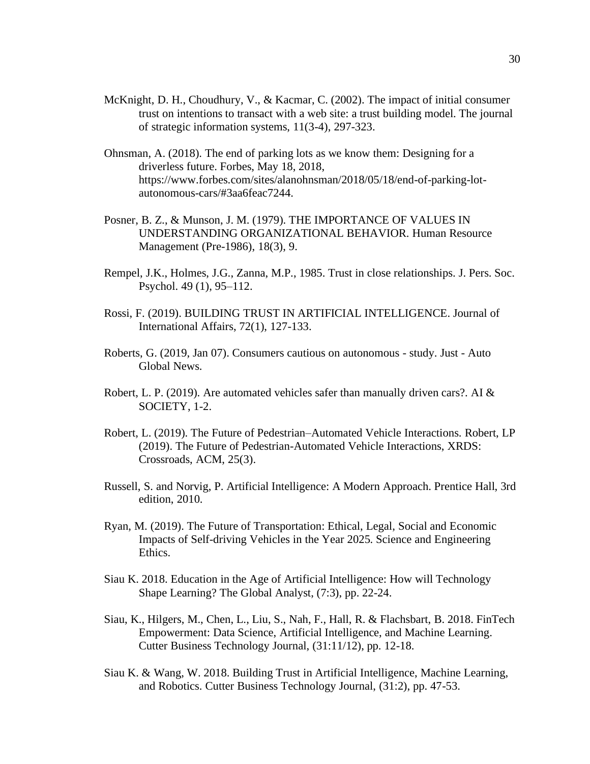McKnight, D. H., Choudhury, V., & Kacmar, C. (2002). The impact of initial consumer trust on intentions to transact with a web site: a trust building model. The journal of strategic information systems, 11(3-4), 297-323.

Ohnsman, A. (2018). The end of parking lots as we know them: Designing for a driverless future. Forbes, May 18, 2018, https://www.forbes.com/sites/alanohnsman/2018/05/18/end-of-parking-lot-autonomous-cars/#3aa6feac7244.

Posner, B. Z., & Munson, J. M. (1979). THE IMPORTANCE OF VALUES IN UNDERSTANDING ORGANIZATIONAL BEHAVIOR. Human Resource Management (Pre-1986), 18(3), 9.

Rempel, J.K., Holmes, J.G., Zanna, M.P., 1985. Trust in close relationships. J. Pers. Soc. Psychol. 49 (1), 95–112.

Rossi, F. (2019). BUILDING TRUST IN ARTIFICIAL INTELLIGENCE. Journal of International Affairs, 72(1), 127-133.

Roberts, G. (2019, Jan 07). Consumers cautious on autonomous - study. Just - Auto Global News.

Robert, L. P. (2019). Are automated vehicles safer than manually driven cars?. AI & SOCIETY, 1-2.

Robert, L. (2019). The Future of Pedestrian–Automated Vehicle Interactions. Robert, LP (2019). The Future of Pedestrian-Automated Vehicle Interactions, XRDS: Crossroads, ACM, 25(3).

Russell, S. and Norvig, P. Artificial Intelligence: A Modern Approach. Prentice Hall, 3rd edition, 2010.

Ryan, M. (2019). The Future of Transportation: Ethical, Legal, Social and Economic Impacts of Self-driving Vehicles in the Year 2025. Science and Engineering Ethics.

Siau K. 2018. Education in the Age of Artificial Intelligence: How will Technology Shape Learning? The Global Analyst, (7:3), pp. 22-24.

Siau, K., Hilgers, M., Chen, L., Liu, S., Nah, F., Hall, R. & Flachsbart, B. 2018. FinTech Empowerment: Data Science, Artificial Intelligence, and Machine Learning. Cutter Business Technology Journal, (31:11/12), pp. 12-18.

Siau K. & Wang, W. 2018. Building Trust in Artificial Intelligence, Machine Learning, and Robotics. Cutter Business Technology Journal, (31:2), pp. 47-53.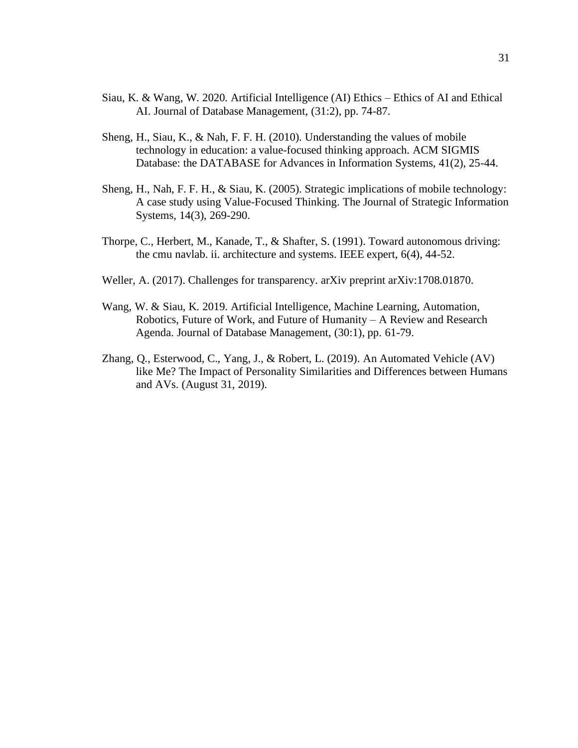Siau, K. & Wang, W. 2020. Artificial Intelligence (AI) Ethics – Ethics of AI and Ethical AI. Journal of Database Management, (31:2), pp. 74-87.

Sheng, H., Siau, K., & Nah, F. F. H. (2010). Understanding the values of mobile technology in education: a value-focused thinking approach. ACM SIGMIS Database: the DATABASE for Advances in Information Systems, 41(2), 25-44.

Sheng, H., Nah, F. F. H., & Siau, K. (2005). Strategic implications of mobile technology: A case study using Value-Focused Thinking. The Journal of Strategic Information Systems, 14(3), 269-290.

Thorpe, C., Herbert, M., Kanade, T., & Shafter, S. (1991). Toward autonomous driving: the cmu navlab. ii. architecture and systems. IEEE expert, 6(4), 44-52.

Weller, A. (2017). Challenges for transparency. arXiv preprint arXiv:1708.01870.

Wang, W. & Siau, K. 2019. Artificial Intelligence, Machine Learning, Automation, Robotics, Future of Work, and Future of Humanity – A Review and Research Agenda. Journal of Database Management, (30:1), pp. 61-79.

Zhang, Q., Esterwood, C., Yang, J., & Robert, L. (2019). An Automated Vehicle (AV) like Me? The Impact of Personality Similarities and Differences between Humans and AVs. (August 31, 2019).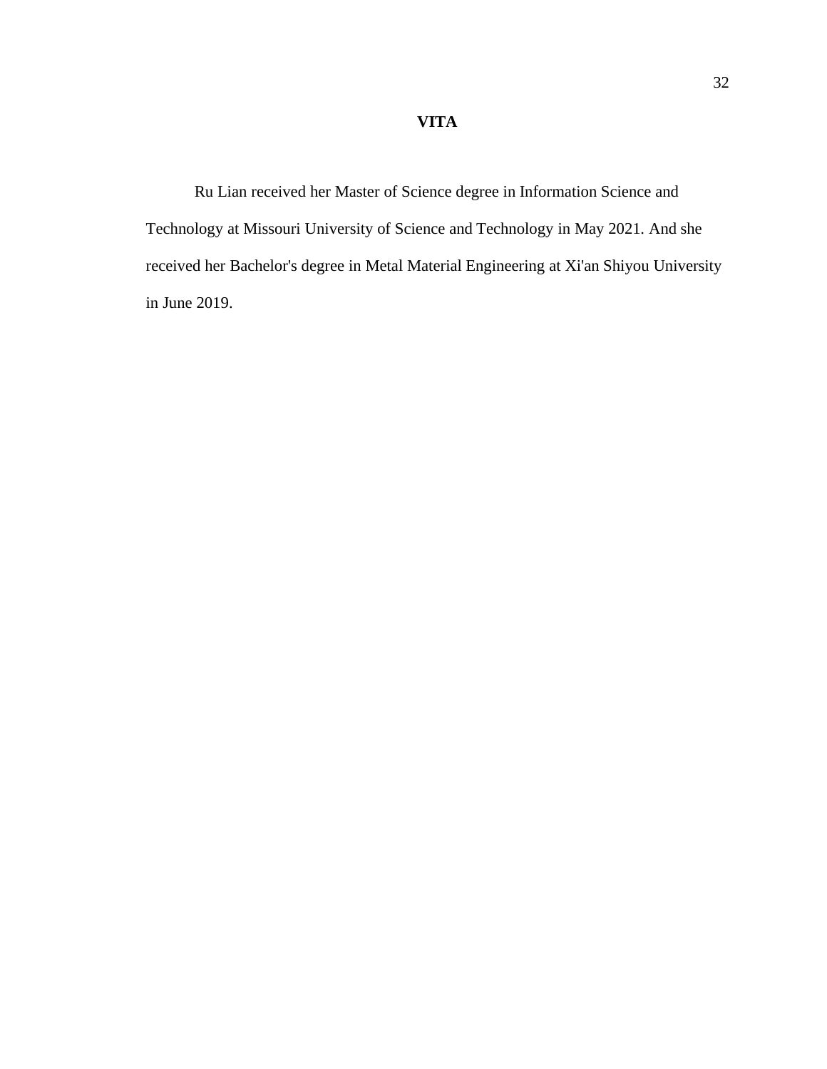# VITA

Ru Lian received her Master of Science degree in Information Science and Technology at Missouri University of Science and Technology in May 2021. And she received her Bachelor's degree in Metal Material Engineering at Xi'an Shiyou University in June 2019.